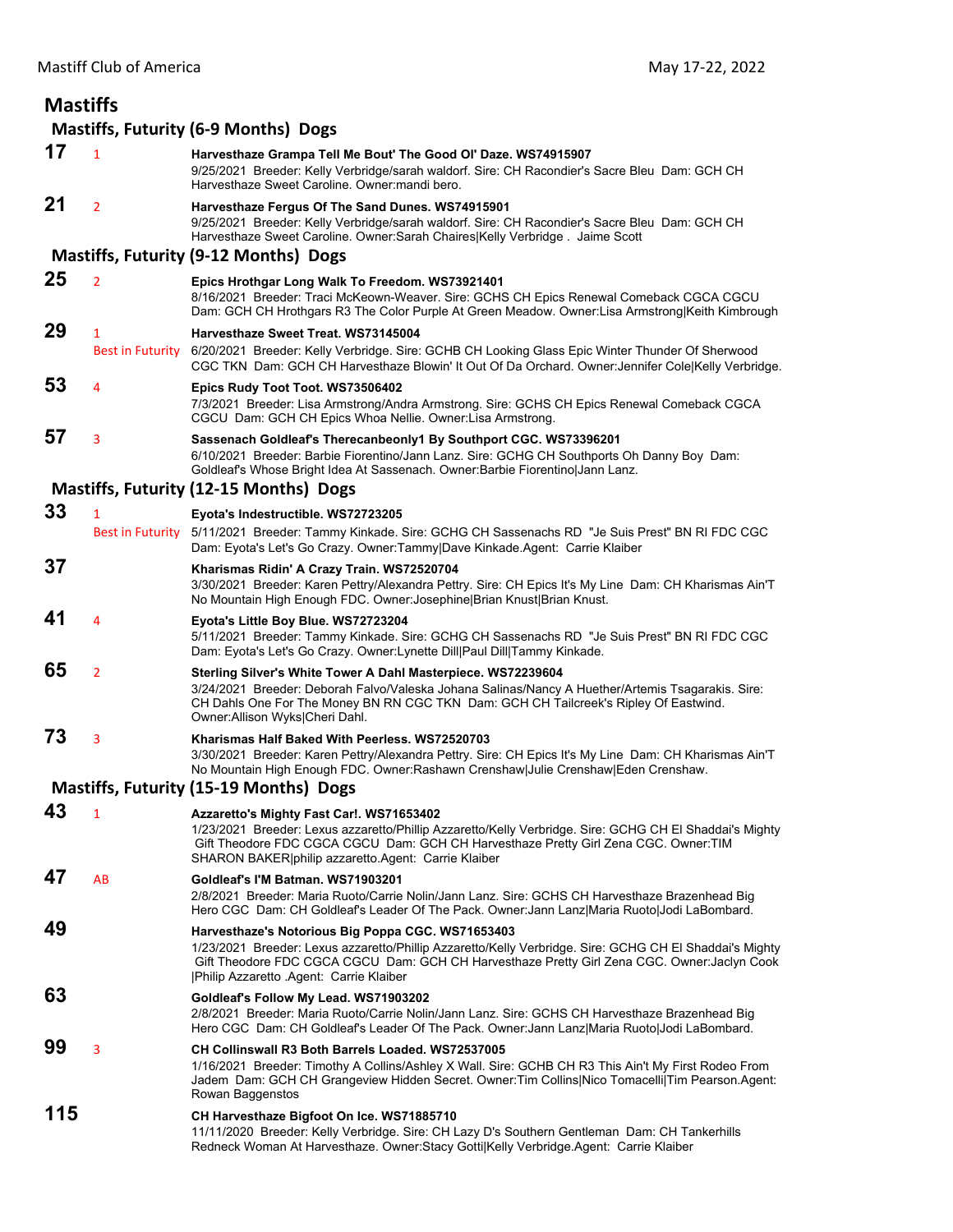# Mastiffs

## Mastiffs, Futurity (6-9 Months) Dogs

**17** 1
**Harvesthaze Grampa Tell Me Bout' The Good Ol' Daze. WS74915907**
9/25/2021 Breeder: Kelly Verbridge/sarah waldorf. Sire: CH Racondier's Sacre Bleu Dam: GCH CH Harvesthaze Sweet Caroline. Owner:mandi bero.

**21** 2
**Harvesthaze Fergus Of The Sand Dunes. WS74915901**
9/25/2021 Breeder: Kelly Verbridge/sarah waldorf. Sire: CH Racondier's Sacre Bleu Dam: GCH CH Harvesthaze Sweet Caroline. Owner:Sarah Chaires|Kelly Verbridge . Jaime Scott

## Mastiffs, Futurity (9-12 Months) Dogs

**25** 2
**Epics Hrothgar Long Walk To Freedom. WS73921401**
8/16/2021 Breeder: Traci McKeown-Weaver. Sire: GCHS CH Epics Renewal Comeback CGCA CGCU Dam: GCH CH Hrothgars R3 The Color Purple At Green Meadow. Owner:Lisa Armstrong|Keith Kimbrough

**29** 1 Best in Futurity
**Harvesthaze Sweet Treat. WS73145004**
6/20/2021 Breeder: Kelly Verbridge. Sire: GCHB CH Looking Glass Epic Winter Thunder Of Sherwood CGC TKN Dam: GCH CH Harvesthaze Blowin' It Out Of Da Orchard. Owner:Jennifer Cole|Kelly Verbridge.

**53** 4
**Epics Rudy Toot Toot. WS73506402**
7/3/2021 Breeder: Lisa Armstrong/Andra Armstrong. Sire: GCHS CH Epics Renewal Comeback CGCA CGCU Dam: GCH CH Epics Whoa Nellie. Owner:Lisa Armstrong.

**57** 3
**Sassenach Goldleaf's Therecanbeonly1 By Southport CGC. WS73396201**
6/10/2021 Breeder: Barbie Fiorentino/Jann Lanz. Sire: GCHG CH Southports Oh Danny Boy Dam: Goldleaf's Whose Bright Idea At Sassenach. Owner:Barbie Fiorentino|Jann Lanz.

## Mastiffs, Futurity (12-15 Months) Dogs

**33** 1 Best in Futurity
**Eyota's Indestructible. WS72723205**
5/11/2021 Breeder: Tammy Kinkade. Sire: GCHG CH Sassenachs RD "Je Suis Prest" BN RI FDC CGC Dam: Eyota's Let's Go Crazy. Owner:Tammy|Dave Kinkade.Agent: Carrie Klaiber

**37**
**Kharismas Ridin' A Crazy Train. WS72520704**
3/30/2021 Breeder: Karen Pettry/Alexandra Pettry. Sire: CH Epics It's My Line Dam: CH Kharismas Ain'T No Mountain High Enough FDC. Owner:Josephine|Brian Knust|Brian Knust.

**41** 4
**Eyota's Little Boy Blue. WS72723204**
5/11/2021 Breeder: Tammy Kinkade. Sire: GCHG CH Sassenachs RD "Je Suis Prest" BN RI FDC CGC Dam: Eyota's Let's Go Crazy. Owner:Lynette Dill|Paul Dill|Tammy Kinkade.

**65** 2
**Sterling Silver's White Tower A Dahl Masterpiece. WS72239604**
3/24/2021 Breeder: Deborah Falvo/Valeska Johana Salinas/Nancy A Huether/Artemis Tsagarakis. Sire: CH Dahls One For The Money BN RN CGC TKN Dam: GCH CH Tailcreek's Ripley Of Eastwind. Owner:Allison Wyks|Cheri Dahl.

**73** 3
**Kharismas Half Baked With Peerless. WS72520703**
3/30/2021 Breeder: Karen Pettry/Alexandra Pettry. Sire: CH Epics It's My Line Dam: CH Kharismas Ain'T No Mountain High Enough FDC. Owner:Rashawn Crenshaw|Julie Crenshaw|Eden Crenshaw.

## Mastiffs, Futurity (15-19 Months) Dogs

**43** 1
**Azzaretto's Mighty Fast Car!. WS71653402**
1/23/2021 Breeder: Lexus azzaretto/Phillip Azzaretto/Kelly Verbridge. Sire: GCHG CH El Shaddai's Mighty Gift Theodore FDC CGCA CGCU Dam: GCH CH Harvesthaze Pretty Girl Zena CGC. Owner:TIM SHARON BAKER|philip azzaretto.Agent: Carrie Klaiber

**47** AB
**Goldleaf's I'M Batman. WS71903201**
2/8/2021 Breeder: Maria Ruoto/Carrie Nolin/Jann Lanz. Sire: GCHS CH Harvesthaze Brazenhead Big Hero CGC Dam: CH Goldleaf's Leader Of The Pack. Owner:Jann Lanz|Maria Ruoto|Jodi LaBombard.

**49**
**Harvesthaze's Notorious Big Poppa CGC. WS71653403**
1/23/2021 Breeder: Lexus azzaretto/Phillip Azzaretto/Kelly Verbridge. Sire: GCHG CH El Shaddai's Mighty Gift Theodore FDC CGCA CGCU Dam: GCH CH Harvesthaze Pretty Girl Zena CGC. Owner:Jaclyn Cook |Philip Azzaretto .Agent: Carrie Klaiber

**63**
**Goldleaf's Follow My Lead. WS71903202**
2/8/2021 Breeder: Maria Ruoto/Carrie Nolin/Jann Lanz. Sire: GCHS CH Harvesthaze Brazenhead Big Hero CGC Dam: CH Goldleaf's Leader Of The Pack. Owner:Jann Lanz|Maria Ruoto|Jodi LaBombard.

**99** 3
**CH Collinswall R3 Both Barrels Loaded. WS72537005**
1/16/2021 Breeder: Timothy A Collins/Ashley X Wall. Sire: GCHB CH R3 This Ain't My First Rodeo From Jadem Dam: GCH CH Grangeview Hidden Secret. Owner:Tim Collins|Nico Tomacelli|Tim Pearson.Agent: Rowan Baggenstos

**115**
**CH Harvesthaze Bigfoot On Ice. WS71885710**
11/11/2020 Breeder: Kelly Verbridge. Sire: CH Lazy D's Southern Gentleman Dam: CH Tankerhills Redneck Woman At Harvesthaze. Owner:Stacy Gotti|Kelly Verbridge.Agent: Carrie Klaiber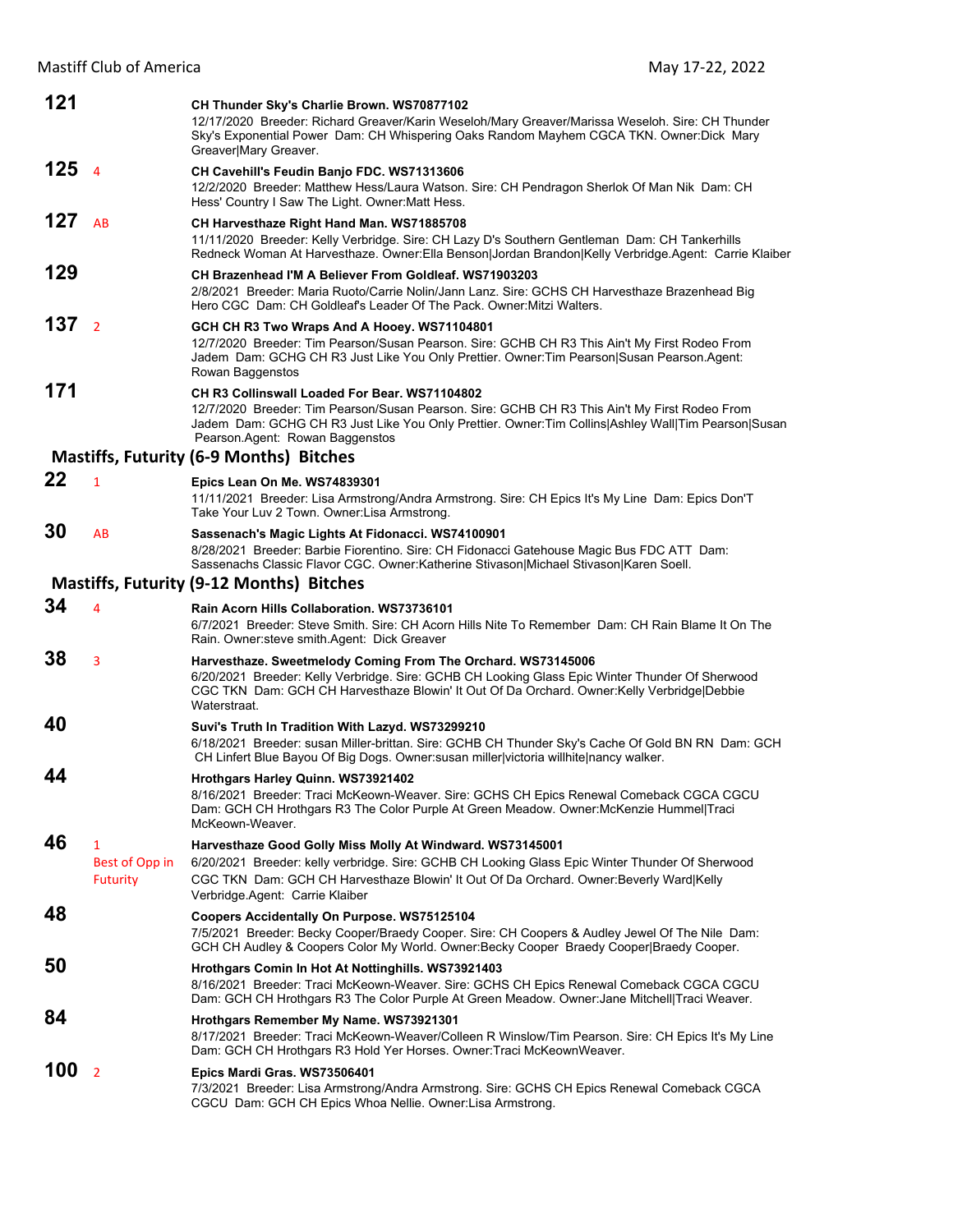**121** 

**CH Thunder Sky's Charlie Brown. WS70877102**
12/17/2020 Breeder: Richard Greaver/Karin Weseloh/Mary Greaver/Marissa Weseloh. Sire: CH Thunder Sky's Exponential Power Dam: CH Whispering Oaks Random Mayhem CGCA TKN. Owner:Dick Mary Greaver|Mary Greaver.

**125** 4

**CH Cavehill's Feudin Banjo FDC. WS71313606**
12/2/2020 Breeder: Matthew Hess/Laura Watson. Sire: CH Pendragon Sherlok Of Man Nik Dam: CH Hess' Country I Saw The Light. Owner:Matt Hess.

**127** AB

**CH Harvesthaze Right Hand Man. WS71885708**
11/11/2020 Breeder: Kelly Verbridge. Sire: CH Lazy D's Southern Gentleman Dam: CH Tankerhills Redneck Woman At Harvesthaze. Owner:Ella Benson|Jordan Brandon|Kelly Verbridge.Agent: Carrie Klaiber

**129** 

**CH Brazenhead I'M A Believer From Goldleaf. WS71903203**
2/8/2021 Breeder: Maria Ruoto/Carrie Nolin/Jann Lanz. Sire: GCHS CH Harvesthaze Brazenhead Big Hero CGC Dam: CH Goldleaf's Leader Of The Pack. Owner:Mitzi Walters.

**137** 2

**GCH CH R3 Two Wraps And A Hooey. WS71104801**
12/7/2020 Breeder: Tim Pearson/Susan Pearson. Sire: GCHB CH R3 This Ain't My First Rodeo From Jadem Dam: GCHG CH R3 Just Like You Only Prettier. Owner:Tim Pearson|Susan Pearson.Agent: Rowan Baggenstos

**171** 

**CH R3 Collinswall Loaded For Bear. WS71104802**
12/7/2020 Breeder: Tim Pearson/Susan Pearson. Sire: GCHB CH R3 This Ain't My First Rodeo From Jadem Dam: GCHG CH R3 Just Like You Only Prettier. Owner:Tim Collins|Ashley Wall|Tim Pearson|Susan Pearson.Agent: Rowan Baggenstos

## Mastiffs, Futurity (6-9 Months) Bitches

**22** 1

**Epics Lean On Me. WS74839301**
11/11/2021 Breeder: Lisa Armstrong/Andra Armstrong. Sire: CH Epics It's My Line Dam: Epics Don'T Take Your Luv 2 Town. Owner:Lisa Armstrong.

**30** AB

**Sassenach's Magic Lights At Fidonacci. WS74100901**
8/28/2021 Breeder: Barbie Fiorentino. Sire: CH Fidonacci Gatehouse Magic Bus FDC ATT Dam: Sassenachs Classic Flavor CGC. Owner:Katherine Stivason|Michael Stivason|Karen Soell.

## Mastiffs, Futurity (9-12 Months) Bitches

**34** 4

**Rain Acorn Hills Collaboration. WS73736101**
6/7/2021 Breeder: Steve Smith. Sire: CH Acorn Hills Nite To Remember Dam: CH Rain Blame It On The Rain. Owner:steve smith.Agent: Dick Greaver

**38** 3

**Harvesthaze. Sweetmelody Coming From The Orchard. WS73145006**
6/20/2021 Breeder: Kelly Verbridge. Sire: GCHB CH Looking Glass Epic Winter Thunder Of Sherwood CGC TKN Dam: GCH CH Harvesthaze Blowin' It Out Of Da Orchard. Owner:Kelly Verbridge|Debbie Waterstraat.

**40** 

**Suvi's Truth In Tradition With Lazyd. WS73299210**
6/18/2021 Breeder: susan Miller-brittan. Sire: GCHB CH Thunder Sky's Cache Of Gold BN RN Dam: GCH CH Linfert Blue Bayou Of Big Dogs. Owner:susan miller|victoria willhite|nancy walker.

**44** 

**Hrothgars Harley Quinn. WS73921402**
8/16/2021 Breeder: Traci McKeown-Weaver. Sire: GCHS CH Epics Renewal Comeback CGCA CGCU Dam: GCH CH Hrothgars R3 The Color Purple At Green Meadow. Owner:McKenzie Hummel|Traci McKeown-Weaver.

**46** 1 Best of Opp in Futurity

**Harvesthaze Good Golly Miss Molly At Windward. WS73145001**
6/20/2021 Breeder: kelly verbridge. Sire: GCHB CH Looking Glass Epic Winter Thunder Of Sherwood CGC TKN Dam: GCH CH Harvesthaze Blowin' It Out Of Da Orchard. Owner:Beverly Ward|Kelly Verbridge.Agent: Carrie Klaiber

**48** 

**Coopers Accidentally On Purpose. WS75125104**
7/5/2021 Breeder: Becky Cooper/Braedy Cooper. Sire: CH Coopers & Audley Jewel Of The Nile Dam: GCH CH Audley & Coopers Color My World. Owner:Becky Cooper Braedy Cooper|Braedy Cooper.

**50** 

**Hrothgars Comin In Hot At Nottinghills. WS73921403**
8/16/2021 Breeder: Traci McKeown-Weaver. Sire: GCHS CH Epics Renewal Comeback CGCA CGCU Dam: GCH CH Hrothgars R3 The Color Purple At Green Meadow. Owner:Jane Mitchell|Traci Weaver.

**84** 

**Hrothgars Remember My Name. WS73921301**
8/17/2021 Breeder: Traci McKeown-Weaver/Colleen R Winslow/Tim Pearson. Sire: CH Epics It's My Line Dam: GCH CH Hrothgars R3 Hold Yer Horses. Owner:Traci McKeownWeaver.

**100** 2

**Epics Mardi Gras. WS73506401**
7/3/2021 Breeder: Lisa Armstrong/Andra Armstrong. Sire: GCHS CH Epics Renewal Comeback CGCA CGCU Dam: GCH CH Epics Whoa Nellie. Owner:Lisa Armstrong.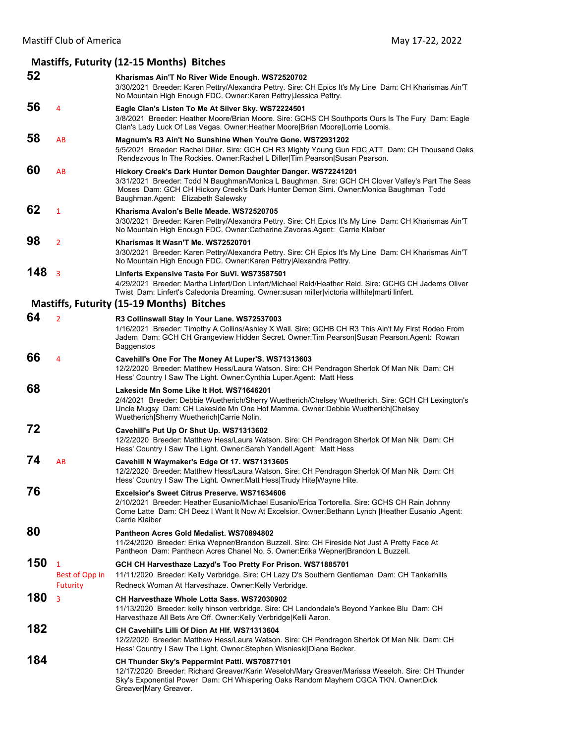## Mastiffs, Futurity (12-15 Months) Bitches

**52** — **Kharismas Ain'T No River Wide Enough. WS72520702**
3/30/2021 Breeder: Karen Pettry/Alexandra Pettry. Sire: CH Epics It's My Line Dam: CH Kharismas Ain'T No Mountain High Enough FDC. Owner:Karen Pettry|Jessica Pettry.

**56** 4 — **Eagle Clan's Listen To Me At Silver Sky. WS72224501**
3/8/2021 Breeder: Heather Moore/Brian Moore. Sire: GCHS CH Southports Ours Is The Fury Dam: Eagle Clan's Lady Luck Of Las Vegas. Owner:Heather Moore|Brian Moore|Lorrie Loomis.

**58** AB — **Magnum's R3 Ain't No Sunshine When You're Gone. WS72931202**
5/5/2021 Breeder: Rachel Diller. Sire: GCH CH R3 Mighty Young Gun FDC ATT Dam: CH Thousand Oaks Rendezvous In The Rockies. Owner:Rachel L Diller|Tim Pearson|Susan Pearson.

**60** AB — **Hickory Creek's Dark Hunter Demon Daughter Danger. WS72241201**
3/31/2021 Breeder: Todd N Baughman/Monica L Baughman. Sire: GCH CH Clover Valley's Part The Seas Moses Dam: GCH CH Hickory Creek's Dark Hunter Demon Simi. Owner:Monica Baughman Todd Baughman.Agent: Elizabeth Salewsky

**62** 1 — **Kharisma Avalon's Belle Meade. WS72520705**
3/30/2021 Breeder: Karen Pettry/Alexandra Pettry. Sire: CH Epics It's My Line Dam: CH Kharismas Ain'T No Mountain High Enough FDC. Owner:Catherine Zavoras.Agent: Carrie Klaiber

**98** 2 — **Kharismas It Wasn'T Me. WS72520701**
3/30/2021 Breeder: Karen Pettry/Alexandra Pettry. Sire: CH Epics It's My Line Dam: CH Kharismas Ain'T No Mountain High Enough FDC. Owner:Karen Pettry|Alexandra Pettry.

**148** 3 — **Linferts Expensive Taste For SuVi. WS73587501**
4/29/2021 Breeder: Martha Linfert/Don Linfert/Michael Reid/Heather Reid. Sire: GCHG CH Jadems Oliver Twist Dam: Linfert's Caledonia Dreaming. Owner:susan miller|victoria willhite|marti linfert.

## Mastiffs, Futurity (15-19 Months) Bitches

**64** 2 — **R3 Collinswall Stay In Your Lane. WS72537003**
1/16/2021 Breeder: Timothy A Collins/Ashley X Wall. Sire: GCHB CH R3 This Ain't My First Rodeo From Jadem Dam: GCH CH Grangeview Hidden Secret. Owner:Tim Pearson|Susan Pearson.Agent: Rowan Baggenstos

**66** 4 — **Cavehill's One For The Money At Luper'S. WS71313603**
12/2/2020 Breeder: Matthew Hess/Laura Watson. Sire: CH Pendragon Sherlok Of Man Nik Dam: CH Hess' Country I Saw The Light. Owner:Cynthia Luper.Agent: Matt Hess

**68** — **Lakeside Mn Some Like It Hot. WS71646201**
2/4/2021 Breeder: Debbie Wuetherich/Sherry Wuetherich/Chelsey Wuetherich. Sire: GCH CH Lexington's Uncle Mugsy Dam: CH Lakeside Mn One Hot Mamma. Owner:Debbie Wuetherich|Chelsey Wuetherich|Sherry Wuetherich|Carrie Nolin.

**72** — **Cavehill's Put Up Or Shut Up. WS71313602**
12/2/2020 Breeder: Matthew Hess/Laura Watson. Sire: CH Pendragon Sherlok Of Man Nik Dam: CH Hess' Country I Saw The Light. Owner:Sarah Yandell.Agent: Matt Hess

**74** AB — **Cavehill N Waymaker's Edge Of 17. WS71313605**
12/2/2020 Breeder: Matthew Hess/Laura Watson. Sire: CH Pendragon Sherlok Of Man Nik Dam: CH Hess' Country I Saw The Light. Owner:Matt Hess|Trudy Hite|Wayne Hite.

**76** — **Excelsior's Sweet Citrus Preserve. WS71634606**
2/10/2021 Breeder: Heather Eusanio/Michael Eusanio/Erica Tortorella. Sire: GCHS CH Rain Johnny Come Latte Dam: CH Deez I Want It Now At Excelsior. Owner:Bethann Lynch |Heather Eusanio .Agent: Carrie Klaiber

**80** — **Pantheon Acres Gold Medalist. WS70894802**
11/24/2020 Breeder: Erika Wepner/Brandon Buzzell. Sire: CH Fireside Not Just A Pretty Face At Pantheon Dam: Pantheon Acres Chanel No. 5. Owner:Erika Wepner|Brandon L Buzzell.

**150** 1 Best of Opp in Futurity — **GCH CH Harvesthaze Lazyd's Too Pretty For Prison. WS71885701**
11/11/2020 Breeder: Kelly Verbridge. Sire: CH Lazy D's Southern Gentleman Dam: CH Tankerhills Redneck Woman At Harvesthaze. Owner:Kelly Verbridge.

**180** 3 — **CH Harvesthaze Whole Lotta Sass. WS72030902**
11/13/2020 Breeder: kelly hinson verbridge. Sire: CH Landondale's Beyond Yankee Blu Dam: CH Harvesthaze All Bets Are Off. Owner:Kelly Verbridge|Kelli Aaron.

**182** — **CH Cavehill's Lilli Of Dion At Hlf. WS71313604**
12/2/2020 Breeder: Matthew Hess/Laura Watson. Sire: CH Pendragon Sherlok Of Man Nik Dam: CH Hess' Country I Saw The Light. Owner:Stephen Wisnieski|Diane Becker.

**184** — **CH Thunder Sky's Peppermint Patti. WS70877101**
12/17/2020 Breeder: Richard Greaver/Karin Weseloh/Mary Greaver/Marissa Weseloh. Sire: CH Thunder Sky's Exponential Power Dam: CH Whispering Oaks Random Mayhem CGCA TKN. Owner:Dick Greaver|Mary Greaver.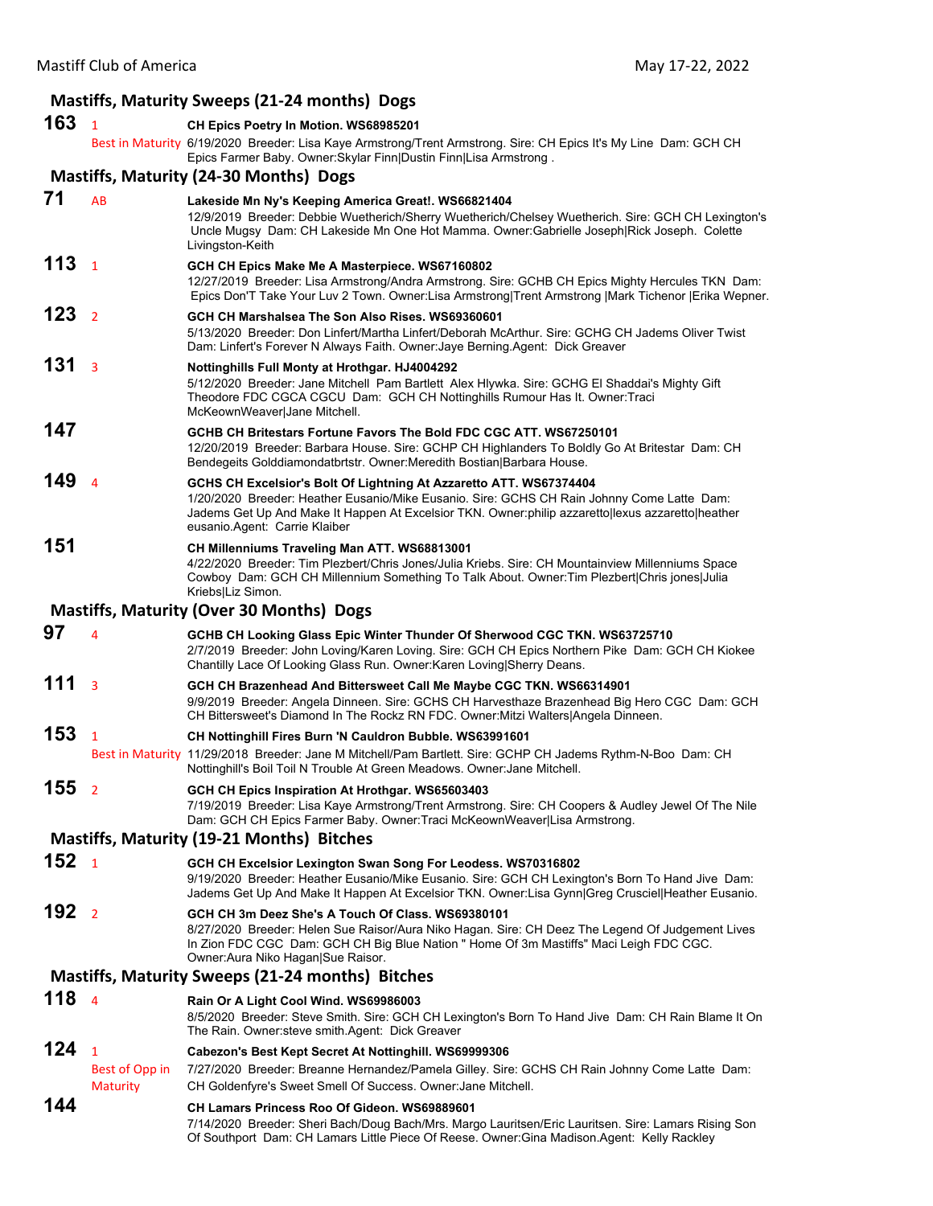## Mastiffs, Maturity Sweeps (21-24 months) Dogs

**163** 1 Best in Maturity
**CH Epics Poetry In Motion. WS68985201**
6/19/2020 Breeder: Lisa Kaye Armstrong/Trent Armstrong. Sire: CH Epics It's My Line Dam: GCH CH Epics Farmer Baby. Owner:Skylar Finn|Dustin Finn|Lisa Armstrong .

## Mastiffs, Maturity (24-30 Months) Dogs

**71** AB
**Lakeside Mn Ny's Keeping America Great!. WS66821404**
12/9/2019 Breeder: Debbie Wuetherich/Sherry Wuetherich/Chelsey Wuetherich. Sire: GCH CH Lexington's Uncle Mugsy Dam: CH Lakeside Mn One Hot Mamma. Owner:Gabrielle Joseph|Rick Joseph. Colette Livingston-Keith

**113** 1
**GCH CH Epics Make Me A Masterpiece. WS67160802**
12/27/2019 Breeder: Lisa Armstrong/Andra Armstrong. Sire: GCHB CH Epics Mighty Hercules TKN Dam: Epics Don'T Take Your Luv 2 Town. Owner:Lisa Armstrong|Trent Armstrong |Mark Tichenor |Erika Wepner.

**123** 2
**GCH CH Marshalsea The Son Also Rises. WS69360601**
5/13/2020 Breeder: Don Linfert/Martha Linfert/Deborah McArthur. Sire: GCHG CH Jadems Oliver Twist Dam: Linfert's Forever N Always Faith. Owner:Jaye Berning.Agent: Dick Greaver

**131** 3
**Nottinghills Full Monty at Hrothgar. HJ4004292**
5/12/2020 Breeder: Jane Mitchell Pam Bartlett Alex Hlywka. Sire: GCHG El Shaddai's Mighty Gift Theodore FDC CGCA CGCU Dam: GCH CH Nottinghills Rumour Has It. Owner:Traci McKeownWeaver|Jane Mitchell.

**147**
**GCHB CH Britestars Fortune Favors The Bold FDC CGC ATT. WS67250101**
12/20/2019 Breeder: Barbara House. Sire: GCHP CH Highlanders To Boldly Go At Britestar Dam: CH Bendegeits Golddiamondatbrtstr. Owner:Meredith Bostian|Barbara House.

**149** 4
**GCHS CH Excelsior's Bolt Of Lightning At Azzaretto ATT. WS67374404**
1/20/2020 Breeder: Heather Eusanio/Mike Eusanio. Sire: GCHS CH Rain Johnny Come Latte Dam: Jadems Get Up And Make It Happen At Excelsior TKN. Owner:philip azzaretto|lexus azzaretto|heather eusanio.Agent: Carrie Klaiber

**151**
**CH Millenniums Traveling Man ATT. WS68813001**
4/22/2020 Breeder: Tim Plezbert/Chris Jones/Julia Kriebs. Sire: CH Mountainview Millenniums Space Cowboy Dam: GCH CH Millennium Something To Talk About. Owner:Tim Plezbert|Chris jones|Julia Kriebs|Liz Simon.

## Mastiffs, Maturity (Over 30 Months) Dogs

**97** 4
**GCHB CH Looking Glass Epic Winter Thunder Of Sherwood CGC TKN. WS63725710**
2/7/2019 Breeder: John Loving/Karen Loving. Sire: GCH CH Epics Northern Pike Dam: GCH CH Kiokee Chantilly Lace Of Looking Glass Run. Owner:Karen Loving|Sherry Deans.

**111** 3
**GCH CH Brazenhead And Bittersweet Call Me Maybe CGC TKN. WS66314901**
9/9/2019 Breeder: Angela Dinneen. Sire: GCHS CH Harvesthaze Brazenhead Big Hero CGC Dam: GCH CH Bittersweet's Diamond In The Rockz RN FDC. Owner:Mitzi Walters|Angela Dinneen.

**153** 1 Best in Maturity
**CH Nottinghill Fires Burn 'N Cauldron Bubble. WS63991601**
11/29/2018 Breeder: Jane M Mitchell/Pam Bartlett. Sire: GCHP CH Jadems Rythm-N-Boo Dam: CH Nottinghill's Boil Toil N Trouble At Green Meadows. Owner:Jane Mitchell.

**155** 2
**GCH CH Epics Inspiration At Hrothgar. WS65603403**
7/19/2019 Breeder: Lisa Kaye Armstrong/Trent Armstrong. Sire: CH Coopers & Audley Jewel Of The Nile Dam: GCH CH Epics Farmer Baby. Owner:Traci McKeownWeaver|Lisa Armstrong.

## Mastiffs, Maturity (19-21 Months) Bitches

**152** 1
**GCH CH Excelsior Lexington Swan Song For Leodess. WS70316802**
9/19/2020 Breeder: Heather Eusanio/Mike Eusanio. Sire: GCH CH Lexington's Born To Hand Jive Dam: Jadems Get Up And Make It Happen At Excelsior TKN. Owner:Lisa Gynn|Greg Crusciel|Heather Eusanio.

**192** 2
**GCH CH 3m Deez She's A Touch Of Class. WS69380101**
8/27/2020 Breeder: Helen Sue Raisor/Aura Niko Hagan. Sire: CH Deez The Legend Of Judgement Lives In Zion FDC CGC Dam: GCH CH Big Blue Nation " Home Of 3m Mastiffs" Maci Leigh FDC CGC. Owner:Aura Niko Hagan|Sue Raisor.

## Mastiffs, Maturity Sweeps (21-24 months) Bitches

**118** 4
**Rain Or A Light Cool Wind. WS69986003**
8/5/2020 Breeder: Steve Smith. Sire: GCH CH Lexington's Born To Hand Jive Dam: CH Rain Blame It On The Rain. Owner:steve smith.Agent: Dick Greaver

**124** 1 Best of Opp in Maturity
**Cabezon's Best Kept Secret At Nottinghill. WS69999306**
7/27/2020 Breeder: Breanne Hernandez/Pamela Gilley. Sire: GCHS CH Rain Johnny Come Latte Dam: CH Goldenfyre's Sweet Smell Of Success. Owner:Jane Mitchell.

**144**
**CH Lamars Princess Roo Of Gideon. WS69889601**
7/14/2020 Breeder: Sheri Bach/Doug Bach/Mrs. Margo Lauritsen/Eric Lauritsen. Sire: Lamars Rising Son Of Southport Dam: CH Lamars Little Piece Of Reese. Owner:Gina Madison.Agent: Kelly Rackley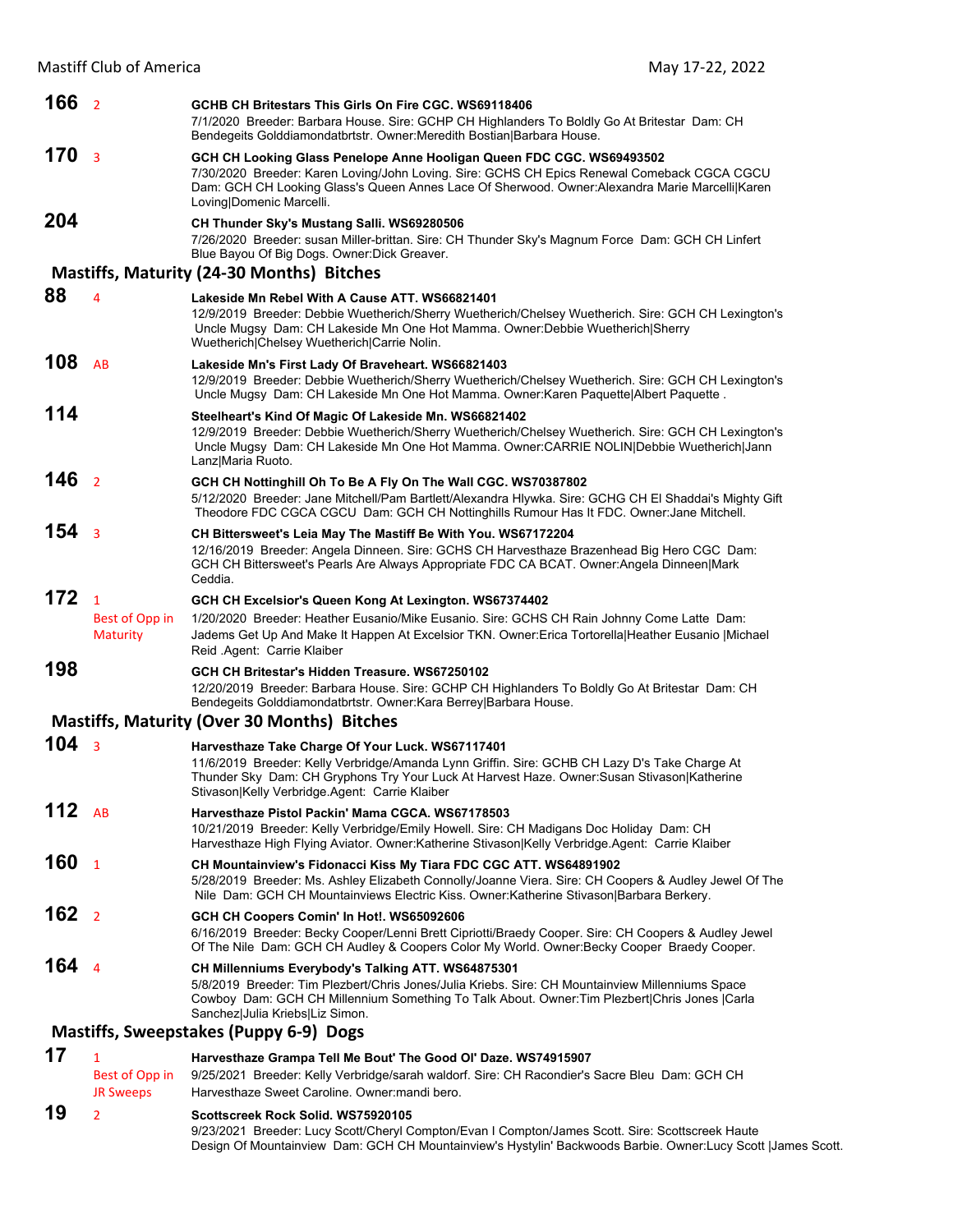**166** 2

**GCHB CH Britestars This Girls On Fire CGC. WS69118406**
7/1/2020 Breeder: Barbara House. Sire: GCHP CH Highlanders To Boldly Go At Britestar Dam: CH Bendegeits Golddiamondatbrtstr. Owner:Meredith Bostian|Barbara House.

**170** 3

**GCH CH Looking Glass Penelope Anne Hooligan Queen FDC CGC. WS69493502**
7/30/2020 Breeder: Karen Loving/John Loving. Sire: GCHS CH Epics Renewal Comeback CGCA CGCU Dam: GCH CH Looking Glass's Queen Annes Lace Of Sherwood. Owner:Alexandra Marie Marcelli|Karen Loving|Domenic Marcelli.

**204**

**CH Thunder Sky's Mustang Salli. WS69280506**
7/26/2020 Breeder: susan Miller-brittan. Sire: CH Thunder Sky's Magnum Force Dam: GCH CH Linfert Blue Bayou Of Big Dogs. Owner:Dick Greaver.

## Mastiffs, Maturity (24-30 Months) Bitches

**88** 4

**Lakeside Mn Rebel With A Cause ATT. WS66821401**
12/9/2019 Breeder: Debbie Wuetherich/Sherry Wuetherich/Chelsey Wuetherich. Sire: GCH CH Lexington's Uncle Mugsy Dam: CH Lakeside Mn One Hot Mamma. Owner:Debbie Wuetherich|Sherry Wuetherich|Chelsey Wuetherich|Carrie Nolin.

**108** AB

**Lakeside Mn's First Lady Of Braveheart. WS66821403**
12/9/2019 Breeder: Debbie Wuetherich/Sherry Wuetherich/Chelsey Wuetherich. Sire: GCH CH Lexington's Uncle Mugsy Dam: CH Lakeside Mn One Hot Mamma. Owner:Karen Paquette|Albert Paquette .

**114**

**Steelheart's Kind Of Magic Of Lakeside Mn. WS66821402**
12/9/2019 Breeder: Debbie Wuetherich/Sherry Wuetherich/Chelsey Wuetherich. Sire: GCH CH Lexington's Uncle Mugsy Dam: CH Lakeside Mn One Hot Mamma. Owner:CARRIE NOLIN|Debbie Wuetherich|Jann Lanz|Maria Ruoto.

**146** 2

**GCH CH Nottinghill Oh To Be A Fly On The Wall CGC. WS70387802**
5/12/2020 Breeder: Jane Mitchell/Pam Bartlett/Alexandra Hlywka. Sire: GCHG CH El Shaddai's Mighty Gift Theodore FDC CGCA CGCU Dam: GCH CH Nottinghills Rumour Has It FDC. Owner:Jane Mitchell.

**154** 3

**CH Bittersweet's Leia May The Mastiff Be With You. WS67172204**
12/16/2019 Breeder: Angela Dinneen. Sire: GCHS CH Harvesthaze Brazenhead Big Hero CGC Dam: GCH CH Bittersweet's Pearls Are Always Appropriate FDC CA BCAT. Owner:Angela Dinneen|Mark Ceddia.

**172** 1 Best of Opp in Maturity

**GCH CH Excelsior's Queen Kong At Lexington. WS67374402**
1/20/2020 Breeder: Heather Eusanio/Mike Eusanio. Sire: GCHS CH Rain Johnny Come Latte Dam: Jadems Get Up And Make It Happen At Excelsior TKN. Owner:Erica Tortorella|Heather Eusanio |Michael Reid .Agent: Carrie Klaiber

**198**

**GCH CH Britestar's Hidden Treasure. WS67250102**
12/20/2019 Breeder: Barbara House. Sire: GCHP CH Highlanders To Boldly Go At Britestar Dam: CH Bendegeits Golddiamondatbrtstr. Owner:Kara Berrey|Barbara House.

## Mastiffs, Maturity (Over 30 Months) Bitches

**104** 3

**Harvesthaze Take Charge Of Your Luck. WS67117401**
11/6/2019 Breeder: Kelly Verbridge/Amanda Lynn Griffin. Sire: GCHB CH Lazy D's Take Charge At Thunder Sky Dam: CH Gryphons Try Your Luck At Harvest Haze. Owner:Susan Stivason|Katherine Stivason|Kelly Verbridge.Agent: Carrie Klaiber

**112** AB

**Harvesthaze Pistol Packin' Mama CGCA. WS67178503**
10/21/2019 Breeder: Kelly Verbridge/Emily Howell. Sire: CH Madigans Doc Holiday Dam: CH Harvesthaze High Flying Aviator. Owner:Katherine Stivason|Kelly Verbridge.Agent: Carrie Klaiber

**160** 1

**CH Mountainview's Fidonacci Kiss My Tiara FDC CGC ATT. WS64891902**
5/28/2019 Breeder: Ms. Ashley Elizabeth Connolly/Joanne Viera. Sire: CH Coopers & Audley Jewel Of The Nile Dam: GCH CH Mountainviews Electric Kiss. Owner:Katherine Stivason|Barbara Berkery.

**162** 2

**GCH CH Coopers Comin' In Hot!. WS65092606**
6/16/2019 Breeder: Becky Cooper/Lenni Brett Cipriotti/Braedy Cooper. Sire: CH Coopers & Audley Jewel Of The Nile Dam: GCH CH Audley & Coopers Color My World. Owner:Becky Cooper Braedy Cooper.

**164** 4

**CH Millenniums Everybody's Talking ATT. WS64875301**
5/8/2019 Breeder: Tim Plezbert/Chris Jones/Julia Kriebs. Sire: CH Mountainview Millenniums Space Cowboy Dam: GCH CH Millennium Something To Talk About. Owner:Tim Plezbert|Chris Jones |Carla Sanchez|Julia Kriebs|Liz Simon.

## Mastiffs, Sweepstakes (Puppy 6-9) Dogs

**17** 1 Best of Opp in JR Sweeps

**Harvesthaze Grampa Tell Me Bout' The Good Ol' Daze. WS74915907**
9/25/2021 Breeder: Kelly Verbridge/sarah waldorf. Sire: CH Racondier's Sacre Bleu Dam: GCH CH Harvesthaze Sweet Caroline. Owner:mandi bero.

**19** 2

**Scottscreek Rock Solid. WS75920105**
9/23/2021 Breeder: Lucy Scott/Cheryl Compton/Evan I Compton/James Scott. Sire: Scottscreek Haute Design Of Mountainview Dam: GCH CH Mountainview's Hystylin' Backwoods Barbie. Owner:Lucy Scott |James Scott.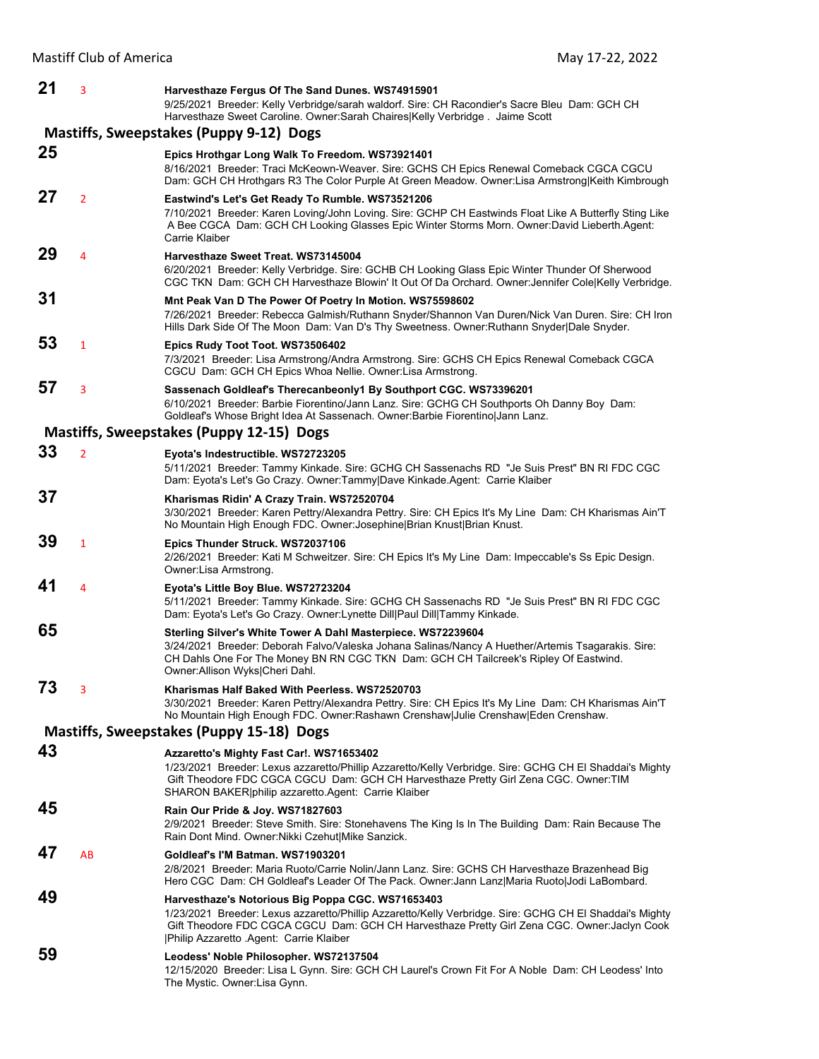**21** 3 **Harvesthaze Fergus Of The Sand Dunes. WS74915901**
9/25/2021 Breeder: Kelly Verbridge/sarah waldorf. Sire: CH Racondier's Sacre Bleu Dam: GCH CH Harvesthaze Sweet Caroline. Owner:Sarah Chaires|Kelly Verbridge . Jaime Scott

## Mastiffs, Sweepstakes (Puppy 9-12) Dogs

**25** **Epics Hrothgar Long Walk To Freedom. WS73921401**
8/16/2021 Breeder: Traci McKeown-Weaver. Sire: GCHS CH Epics Renewal Comeback CGCA CGCU Dam: GCH CH Hrothgars R3 The Color Purple At Green Meadow. Owner:Lisa Armstrong|Keith Kimbrough

**27** 2 **Eastwind's Let's Get Ready To Rumble. WS73521206**
7/10/2021 Breeder: Karen Loving/John Loving. Sire: GCHP CH Eastwinds Float Like A Butterfly Sting Like A Bee CGCA Dam: GCH CH Looking Glasses Epic Winter Storms Morn. Owner:David Lieberth.Agent: Carrie Klaiber

**29** 4 **Harvesthaze Sweet Treat. WS73145004**
6/20/2021 Breeder: Kelly Verbridge. Sire: GCHB CH Looking Glass Epic Winter Thunder Of Sherwood CGC TKN Dam: GCH CH Harvesthaze Blowin' It Out Of Da Orchard. Owner:Jennifer Cole|Kelly Verbridge.

**31** **Mnt Peak Van D The Power Of Poetry In Motion. WS75598602**
7/26/2021 Breeder: Rebecca Galmish/Ruthann Snyder/Shannon Van Duren/Nick Van Duren. Sire: CH Iron Hills Dark Side Of The Moon Dam: Van D's Thy Sweetness. Owner:Ruthann Snyder|Dale Snyder.

**53** 1 **Epics Rudy Toot Toot. WS73506402**
7/3/2021 Breeder: Lisa Armstrong/Andra Armstrong. Sire: GCHS CH Epics Renewal Comeback CGCA CGCU Dam: GCH CH Epics Whoa Nellie. Owner:Lisa Armstrong.

**57** 3 **Sassenach Goldleaf's Therecanbeonly1 By Southport CGC. WS73396201**
6/10/2021 Breeder: Barbie Fiorentino/Jann Lanz. Sire: GCHG CH Southports Oh Danny Boy Dam: Goldleaf's Whose Bright Idea At Sassenach. Owner:Barbie Fiorentino|Jann Lanz.

## Mastiffs, Sweepstakes (Puppy 12-15) Dogs

**33** 2 **Eyota's Indestructible. WS72723205**
5/11/2021 Breeder: Tammy Kinkade. Sire: GCHG CH Sassenachs RD "Je Suis Prest" BN RI FDC CGC Dam: Eyota's Let's Go Crazy. Owner:Tammy|Dave Kinkade.Agent: Carrie Klaiber

**37** **Kharismas Ridin' A Crazy Train. WS72520704**
3/30/2021 Breeder: Karen Pettry/Alexandra Pettry. Sire: CH Epics It's My Line Dam: CH Kharismas Ain'T No Mountain High Enough FDC. Owner:Josephine|Brian Knust|Brian Knust.

**39** 1 **Epics Thunder Struck. WS72037106**
2/26/2021 Breeder: Kati M Schweitzer. Sire: CH Epics It's My Line Dam: Impeccable's Ss Epic Design. Owner:Lisa Armstrong.

**41** 4 **Eyota's Little Boy Blue. WS72723204**
5/11/2021 Breeder: Tammy Kinkade. Sire: GCHG CH Sassenachs RD "Je Suis Prest" BN RI FDC CGC Dam: Eyota's Let's Go Crazy. Owner:Lynette Dill|Paul Dill|Tammy Kinkade.

**65** **Sterling Silver's White Tower A Dahl Masterpiece. WS72239604**
3/24/2021 Breeder: Deborah Falvo/Valeska Johana Salinas/Nancy A Huether/Artemis Tsagarakis. Sire: CH Dahls One For The Money BN RN CGC TKN Dam: GCH CH Tailcreek's Ripley Of Eastwind. Owner:Allison Wyks|Cheri Dahl.

**73** 3 **Kharismas Half Baked With Peerless. WS72520703**
3/30/2021 Breeder: Karen Pettry/Alexandra Pettry. Sire: CH Epics It's My Line Dam: CH Kharismas Ain'T No Mountain High Enough FDC. Owner:Rashawn Crenshaw|Julie Crenshaw|Eden Crenshaw.

## Mastiffs, Sweepstakes (Puppy 15-18) Dogs

**43** **Azzaretto's Mighty Fast Car!. WS71653402**
1/23/2021 Breeder: Lexus azzaretto/Phillip Azzaretto/Kelly Verbridge. Sire: GCHG CH El Shaddai's Mighty Gift Theodore FDC CGCA CGCU Dam: GCH CH Harvesthaze Pretty Girl Zena CGC. Owner:TIM SHARON BAKER|philip azzaretto.Agent: Carrie Klaiber

**45** **Rain Our Pride & Joy. WS71827603**
2/9/2021 Breeder: Steve Smith. Sire: Stonehavens The King Is In The Building Dam: Rain Because The Rain Dont Mind. Owner:Nikki Czehut|Mike Sanzick.

**47** AB **Goldleaf's I'M Batman. WS71903201**
2/8/2021 Breeder: Maria Ruoto/Carrie Nolin/Jann Lanz. Sire: GCHS CH Harvesthaze Brazenhead Big Hero CGC Dam: CH Goldleaf's Leader Of The Pack. Owner:Jann Lanz|Maria Ruoto|Jodi LaBombard.

**49** **Harvesthaze's Notorious Big Poppa CGC. WS71653403**
1/23/2021 Breeder: Lexus azzaretto/Phillip Azzaretto/Kelly Verbridge. Sire: GCHG CH El Shaddai's Mighty Gift Theodore FDC CGCA CGCU Dam: GCH CH Harvesthaze Pretty Girl Zena CGC. Owner:Jaclyn Cook |Philip Azzaretto .Agent: Carrie Klaiber

**59** **Leodess' Noble Philosopher. WS72137504**
12/15/2020 Breeder: Lisa L Gynn. Sire: GCH CH Laurel's Crown Fit For A Noble Dam: CH Leodess' Into The Mystic. Owner:Lisa Gynn.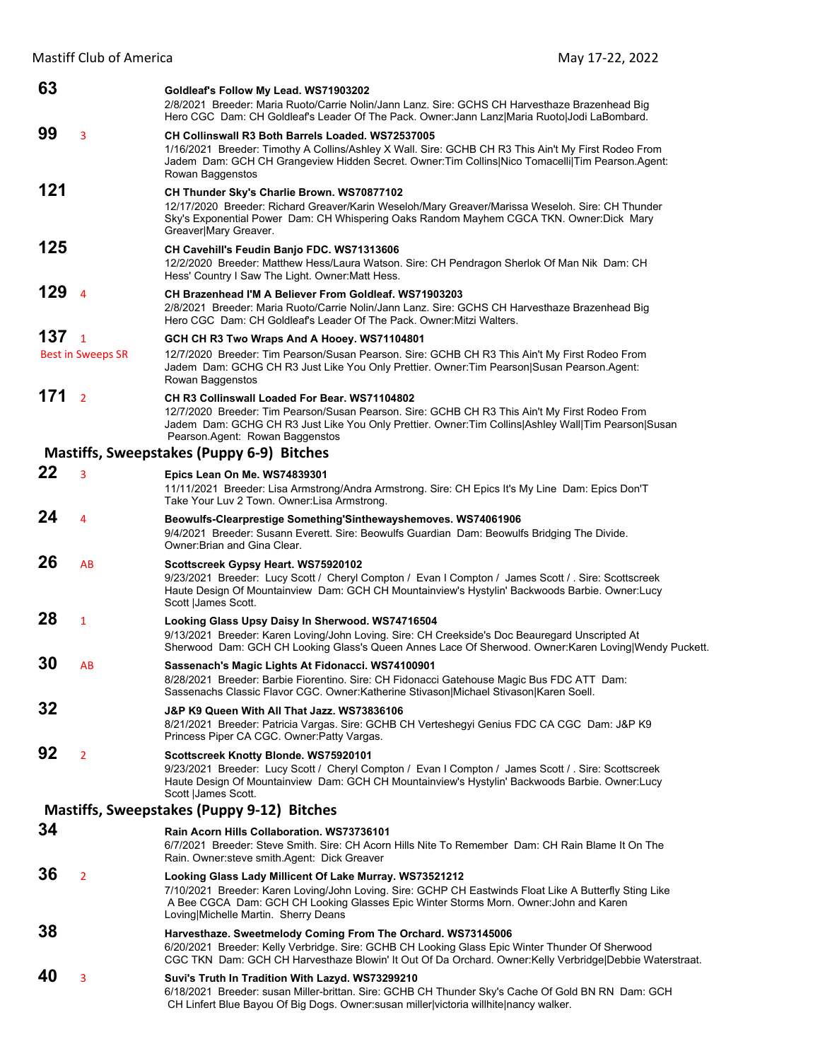**63** Goldleaf's Follow My Lead. WS71903202
2/8/2021 Breeder: Maria Ruoto/Carrie Nolin/Jann Lanz. Sire: GCHS CH Harvesthaze Brazenhead Big Hero CGC Dam: CH Goldleaf's Leader Of The Pack. Owner:Jann Lanz|Maria Ruoto|Jodi LaBombard.

**99** 3 **CH Collinswall R3 Both Barrels Loaded. WS72537005**
1/16/2021 Breeder: Timothy A Collins/Ashley X Wall. Sire: GCHB CH R3 This Ain't My First Rodeo From Jadem Dam: GCH CH Grangeview Hidden Secret. Owner:Tim Collins|Nico Tomacelli|Tim Pearson.Agent: Rowan Baggenstos

**121** **CH Thunder Sky's Charlie Brown. WS70877102**
12/17/2020 Breeder: Richard Greaver/Karin Weseloh/Mary Greaver/Marissa Weseloh. Sire: CH Thunder Sky's Exponential Power Dam: CH Whispering Oaks Random Mayhem CGCA TKN. Owner:Dick Mary Greaver|Mary Greaver.

**125** **CH Cavehill's Feudin Banjo FDC. WS71313606**
12/2/2020 Breeder: Matthew Hess/Laura Watson. Sire: CH Pendragon Sherlok Of Man Nik Dam: CH Hess' Country I Saw The Light. Owner:Matt Hess.

**129** 4 **CH Brazenhead I'M A Believer From Goldleaf. WS71903203**
2/8/2021 Breeder: Maria Ruoto/Carrie Nolin/Jann Lanz. Sire: GCHS CH Harvesthaze Brazenhead Big Hero CGC Dam: CH Goldleaf's Leader Of The Pack. Owner:Mitzi Walters.

**137** 1 Best in Sweeps SR **GCH CH R3 Two Wraps And A Hooey. WS71104801**
12/7/2020 Breeder: Tim Pearson/Susan Pearson. Sire: GCHB CH R3 This Ain't My First Rodeo From Jadem Dam: GCHG CH R3 Just Like You Only Prettier. Owner:Tim Pearson|Susan Pearson.Agent: Rowan Baggenstos

**171** 2 **CH R3 Collinswall Loaded For Bear. WS71104802**
12/7/2020 Breeder: Tim Pearson/Susan Pearson. Sire: GCHB CH R3 This Ain't My First Rodeo From Jadem Dam: GCHG CH R3 Just Like You Only Prettier. Owner:Tim Collins|Ashley Wall|Tim Pearson|Susan Pearson.Agent: Rowan Baggenstos

## Mastiffs, Sweepstakes (Puppy 6-9) Bitches

**22** 3 **Epics Lean On Me. WS74839301**
11/11/2021 Breeder: Lisa Armstrong/Andra Armstrong. Sire: CH Epics It's My Line Dam: Epics Don'T Take Your Luv 2 Town. Owner:Lisa Armstrong.

**24** 4 **Beowulfs-Clearprestige Something'Sinthewayshemoves. WS74061906**
9/4/2021 Breeder: Susann Everett. Sire: Beowulfs Guardian Dam: Beowulfs Bridging The Divide. Owner:Brian and Gina Clear.

**26** AB **Scottscreek Gypsy Heart. WS75920102**
9/23/2021 Breeder: Lucy Scott / Cheryl Compton / Evan I Compton / James Scott / . Sire: Scottscreek Haute Design Of Mountainview Dam: GCH CH Mountainview's Hystylin' Backwoods Barbie. Owner:Lucy Scott |James Scott.

**28** 1 **Looking Glass Upsy Daisy In Sherwood. WS74716504**
9/13/2021 Breeder: Karen Loving/John Loving. Sire: CH Creekside's Doc Beauregard Unscripted At Sherwood Dam: GCH CH Looking Glass's Queen Annes Lace Of Sherwood. Owner:Karen Loving|Wendy Puckett.

**30** AB **Sassenach's Magic Lights At Fidonacci. WS74100901**
8/28/2021 Breeder: Barbie Fiorentino. Sire: CH Fidonacci Gatehouse Magic Bus FDC ATT Dam: Sassenachs Classic Flavor CGC. Owner:Katherine Stivason|Michael Stivason|Karen Soell.

**32** **J&P K9 Queen With All That Jazz. WS73836106**
8/21/2021 Breeder: Patricia Vargas. Sire: GCHB CH Verteshegyi Genius FDC CA CGC Dam: J&P K9 Princess Piper CA CGC. Owner:Patty Vargas.

**92** 2 **Scottscreek Knotty Blonde. WS75920101**
9/23/2021 Breeder: Lucy Scott / Cheryl Compton / Evan I Compton / James Scott / . Sire: Scottscreek Haute Design Of Mountainview Dam: GCH CH Mountainview's Hystylin' Backwoods Barbie. Owner:Lucy Scott |James Scott.

## Mastiffs, Sweepstakes (Puppy 9-12) Bitches

**34** **Rain Acorn Hills Collaboration. WS73736101**
6/7/2021 Breeder: Steve Smith. Sire: CH Acorn Hills Nite To Remember Dam: CH Rain Blame It On The Rain. Owner:steve smith.Agent: Dick Greaver

**36** 2 **Looking Glass Lady Millicent Of Lake Murray. WS73521212**
7/10/2021 Breeder: Karen Loving/John Loving. Sire: GCHP CH Eastwinds Float Like A Butterfly Sting Like A Bee CGCA Dam: GCH CH Looking Glasses Epic Winter Storms Morn. Owner:John and Karen Loving|Michelle Martin. Sherry Deans

**38** **Harvesthaze. Sweetmelody Coming From The Orchard. WS73145006**
6/20/2021 Breeder: Kelly Verbridge. Sire: GCHB CH Looking Glass Epic Winter Thunder Of Sherwood CGC TKN Dam: GCH CH Harvesthaze Blowin' It Out Of Da Orchard. Owner:Kelly Verbridge|Debbie Waterstraat.

**40** 3 **Suvi's Truth In Tradition With Lazyd. WS73299210**
6/18/2021 Breeder: susan Miller-brittan. Sire: GCHB CH Thunder Sky's Cache Of Gold BN RN Dam: GCH CH Linfert Blue Bayou Of Big Dogs. Owner:susan miller|victoria willhite|nancy walker.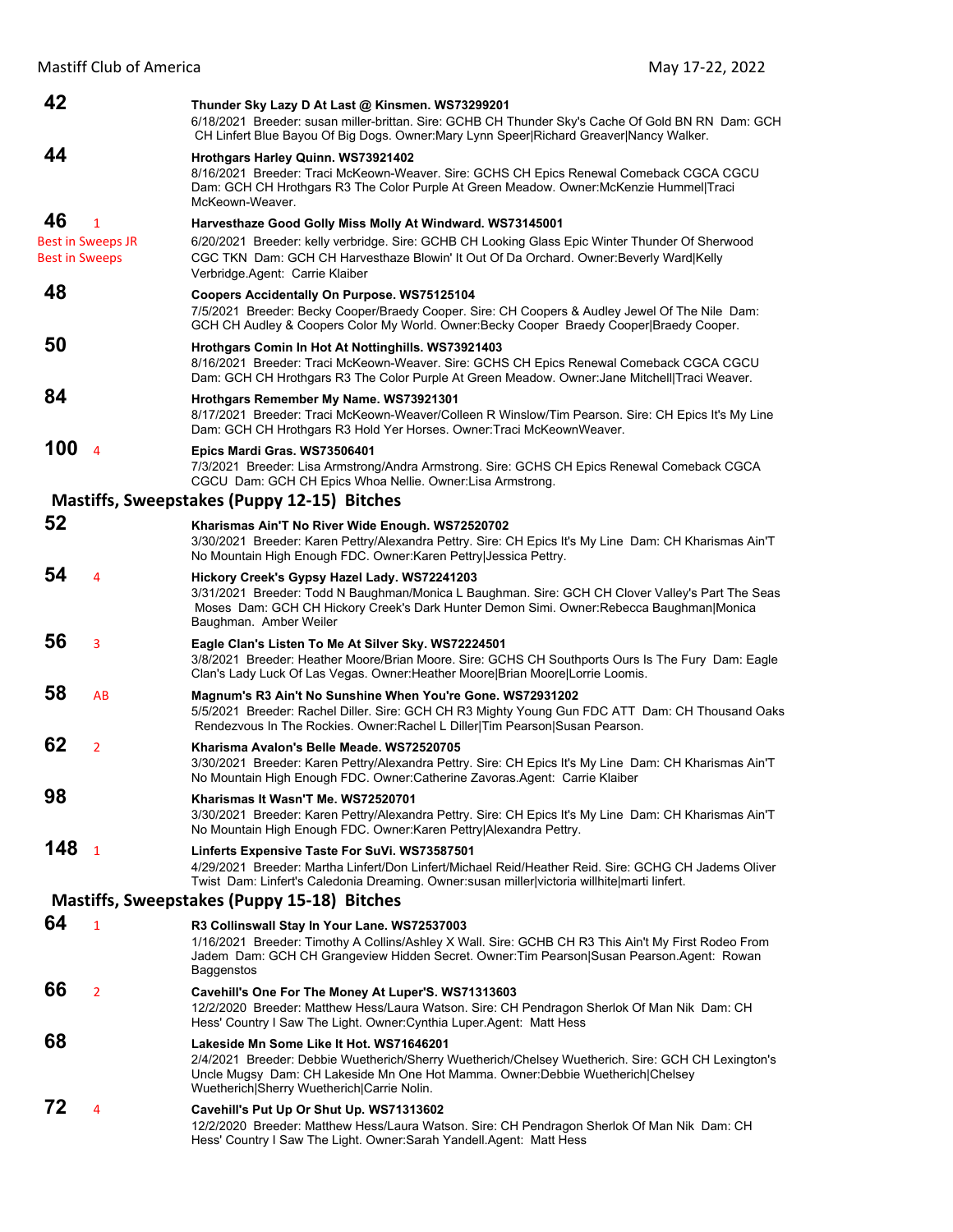**42** **Thunder Sky Lazy D At Last @ Kinsmen. WS73299201**
6/18/2021 Breeder: susan miller-brittan. Sire: GCHB CH Thunder Sky's Cache Of Gold BN RN Dam: GCH CH Linfert Blue Bayou Of Big Dogs. Owner:Mary Lynn Speer|Richard Greaver|Nancy Walker.

**44** **Hrothgars Harley Quinn. WS73921402**
8/16/2021 Breeder: Traci McKeown-Weaver. Sire: GCHS CH Epics Renewal Comeback CGCA CGCU Dam: GCH CH Hrothgars R3 The Color Purple At Green Meadow. Owner:McKenzie Hummel|Traci McKeown-Weaver.

**46** 1 Best in Sweeps JR Best in Sweeps **Harvesthaze Good Golly Miss Molly At Windward. WS73145001**
6/20/2021 Breeder: kelly verbridge. Sire: GCHB CH Looking Glass Epic Winter Thunder Of Sherwood CGC TKN Dam: GCH CH Harvesthaze Blowin' It Out Of Da Orchard. Owner:Beverly Ward|Kelly Verbridge.Agent: Carrie Klaiber

**48** **Coopers Accidentally On Purpose. WS75125104**
7/5/2021 Breeder: Becky Cooper/Braedy Cooper. Sire: CH Coopers & Audley Jewel Of The Nile Dam: GCH CH Audley & Coopers Color My World. Owner:Becky Cooper Braedy Cooper|Braedy Cooper.

**50** **Hrothgars Comin In Hot At Nottinghills. WS73921403**
8/16/2021 Breeder: Traci McKeown-Weaver. Sire: GCHS CH Epics Renewal Comeback CGCA CGCU Dam: GCH CH Hrothgars R3 The Color Purple At Green Meadow. Owner:Jane Mitchell|Traci Weaver.

**84** **Hrothgars Remember My Name. WS73921301**
8/17/2021 Breeder: Traci McKeown-Weaver/Colleen R Winslow/Tim Pearson. Sire: CH Epics It's My Line Dam: GCH CH Hrothgars R3 Hold Yer Horses. Owner:Traci McKeownWeaver.

**100** 4 **Epics Mardi Gras. WS73506401**
7/3/2021 Breeder: Lisa Armstrong/Andra Armstrong. Sire: GCHS CH Epics Renewal Comeback CGCA CGCU Dam: GCH CH Epics Whoa Nellie. Owner:Lisa Armstrong.

## Mastiffs, Sweepstakes (Puppy 12-15) Bitches

**52** **Kharismas Ain'T No River Wide Enough. WS72520702**
3/30/2021 Breeder: Karen Pettry/Alexandra Pettry. Sire: CH Epics It's My Line Dam: CH Kharismas Ain'T No Mountain High Enough FDC. Owner:Karen Pettry|Jessica Pettry.

**54** 4 **Hickory Creek's Gypsy Hazel Lady. WS72241203**
3/31/2021 Breeder: Todd N Baughman/Monica L Baughman. Sire: GCH CH Clover Valley's Part The Seas Moses Dam: GCH CH Hickory Creek's Dark Hunter Demon Simi. Owner:Rebecca Baughman|Monica Baughman. Amber Weiler

**56** 3 **Eagle Clan's Listen To Me At Silver Sky. WS72224501**
3/8/2021 Breeder: Heather Moore/Brian Moore. Sire: GCHS CH Southports Ours Is The Fury Dam: Eagle Clan's Lady Luck Of Las Vegas. Owner:Heather Moore|Brian Moore|Lorrie Loomis.

**58** AB **Magnum's R3 Ain't No Sunshine When You're Gone. WS72931202**
5/5/2021 Breeder: Rachel Diller. Sire: GCH CH R3 Mighty Young Gun FDC ATT Dam: CH Thousand Oaks Rendezvous In The Rockies. Owner:Rachel L Diller|Tim Pearson|Susan Pearson.

**62** 2 **Kharisma Avalon's Belle Meade. WS72520705**
3/30/2021 Breeder: Karen Pettry/Alexandra Pettry. Sire: CH Epics It's My Line Dam: CH Kharismas Ain'T No Mountain High Enough FDC. Owner:Catherine Zavoras.Agent: Carrie Klaiber

**98** **Kharismas It Wasn'T Me. WS72520701**
3/30/2021 Breeder: Karen Pettry/Alexandra Pettry. Sire: CH Epics It's My Line Dam: CH Kharismas Ain'T No Mountain High Enough FDC. Owner:Karen Pettry|Alexandra Pettry.

**148** 1 **Linferts Expensive Taste For SuVi. WS73587501**
4/29/2021 Breeder: Martha Linfert/Don Linfert/Michael Reid/Heather Reid. Sire: GCHG CH Jadems Oliver Twist Dam: Linfert's Caledonia Dreaming. Owner:susan miller|victoria willhite|marti linfert.

## Mastiffs, Sweepstakes (Puppy 15-18) Bitches

**64** 1 **R3 Collinswall Stay In Your Lane. WS72537003**
1/16/2021 Breeder: Timothy A Collins/Ashley X Wall. Sire: GCHB CH R3 This Ain't My First Rodeo From Jadem Dam: GCH CH Grangeview Hidden Secret. Owner:Tim Pearson|Susan Pearson.Agent: Rowan Baggenstos

**66** 2 **Cavehill's One For The Money At Luper'S. WS71313603**
12/2/2020 Breeder: Matthew Hess/Laura Watson. Sire: CH Pendragon Sherlok Of Man Nik Dam: CH Hess' Country I Saw The Light. Owner:Cynthia Luper.Agent: Matt Hess

**68** **Lakeside Mn Some Like It Hot. WS71646201**
2/4/2021 Breeder: Debbie Wuetherich/Sherry Wuetherich/Chelsey Wuetherich. Sire: GCH CH Lexington's Uncle Mugsy Dam: CH Lakeside Mn One Hot Mamma. Owner:Debbie Wuetherich|Chelsey Wuetherich|Sherry Wuetherich|Carrie Nolin.

**72** 4 **Cavehill's Put Up Or Shut Up. WS71313602**
12/2/2020 Breeder: Matthew Hess/Laura Watson. Sire: CH Pendragon Sherlok Of Man Nik Dam: CH Hess' Country I Saw The Light. Owner:Sarah Yandell.Agent: Matt Hess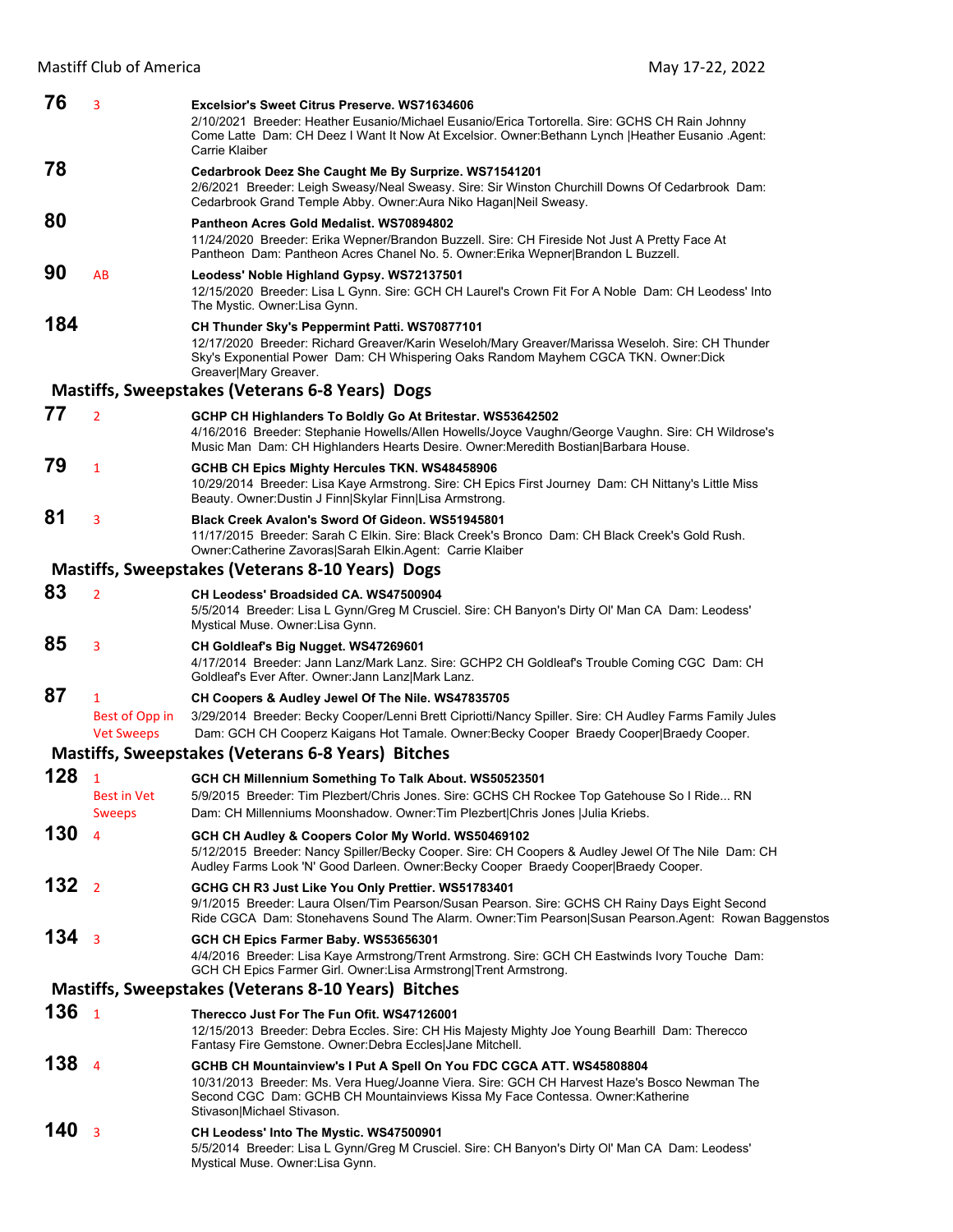**76** 3 **Excelsior's Sweet Citrus Preserve. WS71634606**
2/10/2021 Breeder: Heather Eusanio/Michael Eusanio/Erica Tortorella. Sire: GCHS CH Rain Johnny Come Latte Dam: CH Deez I Want It Now At Excelsior. Owner:Bethann Lynch |Heather Eusanio .Agent: Carrie Klaiber

**78** **Cedarbrook Deez She Caught Me By Surprize. WS71541201**
2/6/2021 Breeder: Leigh Sweasy/Neal Sweasy. Sire: Sir Winston Churchill Downs Of Cedarbrook Dam: Cedarbrook Grand Temple Abby. Owner:Aura Niko Hagan|Neil Sweasy.

**80** **Pantheon Acres Gold Medalist. WS70894802**
11/24/2020 Breeder: Erika Wepner/Brandon Buzzell. Sire: CH Fireside Not Just A Pretty Face At Pantheon Dam: Pantheon Acres Chanel No. 5. Owner:Erika Wepner|Brandon L Buzzell.

**90** AB **Leodess' Noble Highland Gypsy. WS72137501**
12/15/2020 Breeder: Lisa L Gynn. Sire: GCH CH Laurel's Crown Fit For A Noble Dam: CH Leodess' Into The Mystic. Owner:Lisa Gynn.

**184** **CH Thunder Sky's Peppermint Patti. WS70877101**
12/17/2020 Breeder: Richard Greaver/Karin Weseloh/Mary Greaver/Marissa Weseloh. Sire: CH Thunder Sky's Exponential Power Dam: CH Whispering Oaks Random Mayhem CGCA TKN. Owner:Dick Greaver|Mary Greaver.

## Mastiffs, Sweepstakes (Veterans 6-8 Years) Dogs

**77** 2 **GCHP CH Highlanders To Boldly Go At Britestar. WS53642502**
4/16/2016 Breeder: Stephanie Howells/Allen Howells/Joyce Vaughn/George Vaughn. Sire: CH Wildrose's Music Man Dam: CH Highlanders Hearts Desire. Owner:Meredith Bostian|Barbara House.

**79** 1 **GCHB CH Epics Mighty Hercules TKN. WS48458906**
10/29/2014 Breeder: Lisa Kaye Armstrong. Sire: CH Epics First Journey Dam: CH Nittany's Little Miss Beauty. Owner:Dustin J Finn|Skylar Finn|Lisa Armstrong.

**81** 3 **Black Creek Avalon's Sword Of Gideon. WS51945801**
11/17/2015 Breeder: Sarah C Elkin. Sire: Black Creek's Bronco Dam: CH Black Creek's Gold Rush. Owner:Catherine Zavoras|Sarah Elkin.Agent: Carrie Klaiber

## Mastiffs, Sweepstakes (Veterans 8-10 Years) Dogs

**83** 2 **CH Leodess' Broadsided CA. WS47500904**
5/5/2014 Breeder: Lisa L Gynn/Greg M Crusciel. Sire: CH Banyon's Dirty Ol' Man CA Dam: Leodess' Mystical Muse. Owner:Lisa Gynn.

**85** 3 **CH Goldleaf's Big Nugget. WS47269601**
4/17/2014 Breeder: Jann Lanz/Mark Lanz. Sire: GCHP2 CH Goldleaf's Trouble Coming CGC Dam: CH Goldleaf's Ever After. Owner:Jann Lanz|Mark Lanz.

**87** 1 Best of Opp in Vet Sweeps **CH Coopers & Audley Jewel Of The Nile. WS47835705**
3/29/2014 Breeder: Becky Cooper/Lenni Brett Cipriotti/Nancy Spiller. Sire: CH Audley Farms Family Jules Dam: GCH CH Cooperz Kaigans Hot Tamale. Owner:Becky Cooper Braedy Cooper|Braedy Cooper.

## Mastiffs, Sweepstakes (Veterans 6-8 Years) Bitches

**128** 1 Best in Vet Sweeps **GCH CH Millennium Something To Talk About. WS50523501**
5/9/2015 Breeder: Tim Plezbert/Chris Jones. Sire: GCHS CH Rockee Top Gatehouse So I Ride... RN Dam: CH Millenniums Moonshadow. Owner:Tim Plezbert|Chris Jones |Julia Kriebs.

**130** 4 **GCH CH Audley & Coopers Color My World. WS50469102**
5/12/2015 Breeder: Nancy Spiller/Becky Cooper. Sire: CH Coopers & Audley Jewel Of The Nile Dam: CH Audley Farms Look 'N' Good Darleen. Owner:Becky Cooper Braedy Cooper|Braedy Cooper.

**132** 2 **GCHG CH R3 Just Like You Only Prettier. WS51783401**
9/1/2015 Breeder: Laura Olsen/Tim Pearson/Susan Pearson. Sire: GCHS CH Rainy Days Eight Second Ride CGCA Dam: Stonehavens Sound The Alarm. Owner:Tim Pearson|Susan Pearson.Agent: Rowan Baggenstos

**134** 3 **GCH CH Epics Farmer Baby. WS53656301**
4/4/2016 Breeder: Lisa Kaye Armstrong/Trent Armstrong. Sire: GCH CH Eastwinds Ivory Touche Dam: GCH CH Epics Farmer Girl. Owner:Lisa Armstrong|Trent Armstrong.

## Mastiffs, Sweepstakes (Veterans 8-10 Years) Bitches

**136** 1 **Therecco Just For The Fun Ofit. WS47126001**
12/15/2013 Breeder: Debra Eccles. Sire: CH His Majesty Mighty Joe Young Bearhill Dam: Therecco Fantasy Fire Gemstone. Owner:Debra Eccles|Jane Mitchell.

**138** 4 **GCHB CH Mountainview's I Put A Spell On You FDC CGCA ATT. WS45808804**
10/31/2013 Breeder: Ms. Vera Hueg/Joanne Viera. Sire: GCH CH Harvest Haze's Bosco Newman The Second CGC Dam: GCHB CH Mountainviews Kissa My Face Contessa. Owner:Katherine Stivason|Michael Stivason.

**140** 3 **CH Leodess' Into The Mystic. WS47500901**
5/5/2014 Breeder: Lisa L Gynn/Greg M Crusciel. Sire: CH Banyon's Dirty Ol' Man CA Dam: Leodess' Mystical Muse. Owner:Lisa Gynn.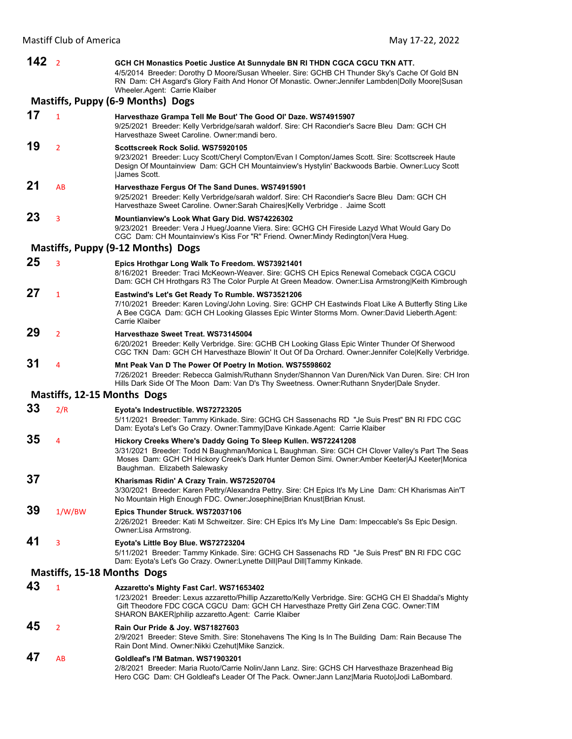**142** 2 **GCH CH Monastics Poetic Justice At Sunnydale BN RI THDN CGCA CGCU TKN ATT.**
4/5/2014 Breeder: Dorothy D Moore/Susan Wheeler. Sire: GCHB CH Thunder Sky's Cache Of Gold BN RN Dam: CH Asgard's Glory Faith And Honor Of Monastic. Owner:Jennifer Lambden|Dolly Moore|Susan Wheeler.Agent: Carrie Klaiber

### Mastiffs, Puppy (6-9 Months) Dogs

**17** 1 **Harvesthaze Grampa Tell Me Bout' The Good Ol' Daze. WS74915907**
9/25/2021 Breeder: Kelly Verbridge/sarah waldorf. Sire: CH Racondier's Sacre Bleu Dam: GCH CH Harvesthaze Sweet Caroline. Owner:mandi bero.

**19** 2 **Scottscreek Rock Solid. WS75920105**
9/23/2021 Breeder: Lucy Scott/Cheryl Compton/Evan I Compton/James Scott. Sire: Scottscreek Haute Design Of Mountainview Dam: GCH CH Mountainview's Hystylin' Backwoods Barbie. Owner:Lucy Scott |James Scott.

**21** AB **Harvesthaze Fergus Of The Sand Dunes. WS74915901**
9/25/2021 Breeder: Kelly Verbridge/sarah waldorf. Sire: CH Racondier's Sacre Bleu Dam: GCH CH Harvesthaze Sweet Caroline. Owner:Sarah Chaires|Kelly Verbridge . Jaime Scott

**23** 3 **Mountianview's Look What Gary Did. WS74226302**
9/23/2021 Breeder: Vera J Hueg/Joanne Viera. Sire: GCHG CH Fireside Lazyd What Would Gary Do CGC Dam: CH Mountainview's Kiss For "R" Friend. Owner:Mindy Redington|Vera Hueg.

### Mastiffs, Puppy (9-12 Months) Dogs

**25** 3 **Epics Hrothgar Long Walk To Freedom. WS73921401**
8/16/2021 Breeder: Traci McKeown-Weaver. Sire: GCHS CH Epics Renewal Comeback CGCA CGCU Dam: GCH CH Hrothgars R3 The Color Purple At Green Meadow. Owner:Lisa Armstrong|Keith Kimbrough

**27** 1 **Eastwind's Let's Get Ready To Rumble. WS73521206**
7/10/2021 Breeder: Karen Loving/John Loving. Sire: GCHP CH Eastwinds Float Like A Butterfly Sting Like A Bee CGCA Dam: GCH CH Looking Glasses Epic Winter Storms Morn. Owner:David Lieberth.Agent: Carrie Klaiber

**29** 2 **Harvesthaze Sweet Treat. WS73145004**
6/20/2021 Breeder: Kelly Verbridge. Sire: GCHB CH Looking Glass Epic Winter Thunder Of Sherwood CGC TKN Dam: GCH CH Harvesthaze Blowin' It Out Of Da Orchard. Owner:Jennifer Cole|Kelly Verbridge.

**31** 4 **Mnt Peak Van D The Power Of Poetry In Motion. WS75598602**
7/26/2021 Breeder: Rebecca Galmish/Ruthann Snyder/Shannon Van Duren/Nick Van Duren. Sire: CH Iron Hills Dark Side Of The Moon Dam: Van D's Thy Sweetness. Owner:Ruthann Snyder|Dale Snyder.

### Mastiffs, 12-15 Months Dogs

**33** 2/R **Eyota's Indestructible. WS72723205**
5/11/2021 Breeder: Tammy Kinkade. Sire: GCHG CH Sassenachs RD "Je Suis Prest" BN RI FDC CGC Dam: Eyota's Let's Go Crazy. Owner:Tammy|Dave Kinkade.Agent: Carrie Klaiber

**35** 4 **Hickory Creeks Where's Daddy Going To Sleep Kullen. WS72241208**
3/31/2021 Breeder: Todd N Baughman/Monica L Baughman. Sire: GCH CH Clover Valley's Part The Seas Moses Dam: GCH CH Hickory Creek's Dark Hunter Demon Simi. Owner:Amber Keeter|AJ Keeter|Monica Baughman. Elizabeth Salewasky

**37** **Kharismas Ridin' A Crazy Train. WS72520704**
3/30/2021 Breeder: Karen Pettry/Alexandra Pettry. Sire: CH Epics It's My Line Dam: CH Kharismas Ain'T No Mountain High Enough FDC. Owner:Josephine|Brian Knust|Brian Knust.

**39** 1/W/BW **Epics Thunder Struck. WS72037106**
2/26/2021 Breeder: Kati M Schweitzer. Sire: CH Epics It's My Line Dam: Impeccable's Ss Epic Design. Owner:Lisa Armstrong.

**41** 3 **Eyota's Little Boy Blue. WS72723204**
5/11/2021 Breeder: Tammy Kinkade. Sire: GCHG CH Sassenachs RD "Je Suis Prest" BN RI FDC CGC Dam: Eyota's Let's Go Crazy. Owner:Lynette Dill|Paul Dill|Tammy Kinkade.

### Mastiffs, 15-18 Months Dogs

**43** 1 **Azzaretto's Mighty Fast Car!. WS71653402**
1/23/2021 Breeder: Lexus azzaretto/Phillip Azzaretto/Kelly Verbridge. Sire: GCHG CH El Shaddai's Mighty Gift Theodore FDC CGCA CGCU Dam: GCH CH Harvesthaze Pretty Girl Zena CGC. Owner:TIM SHARON BAKER|philip azzaretto.Agent: Carrie Klaiber

**45** 2 **Rain Our Pride & Joy. WS71827603**
2/9/2021 Breeder: Steve Smith. Sire: Stonehavens The King Is In The Building Dam: Rain Because The Rain Dont Mind. Owner:Nikki Czehut|Mike Sanzick.

**47** AB **Goldleaf's I'M Batman. WS71903201**
2/8/2021 Breeder: Maria Ruoto/Carrie Nolin/Jann Lanz. Sire: GCHS CH Harvesthaze Brazenhead Big Hero CGC Dam: CH Goldleaf's Leader Of The Pack. Owner:Jann Lanz|Maria Ruoto|Jodi LaBombard.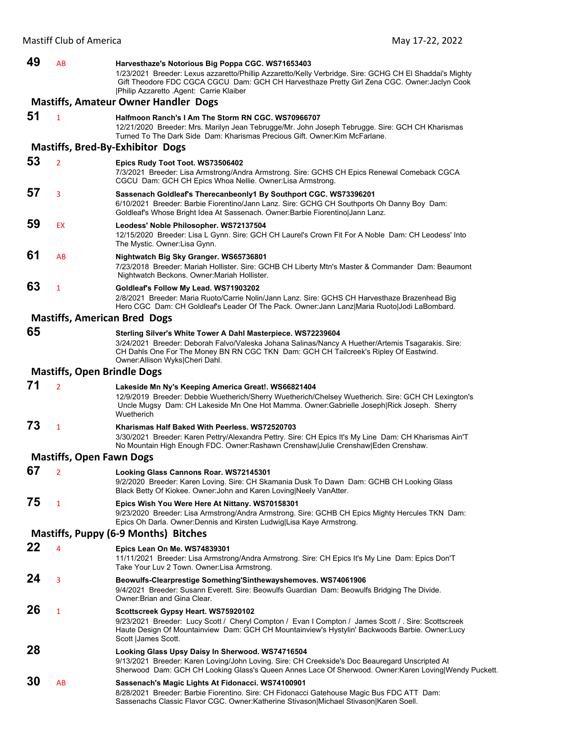**49** AB **Harvesthaze's Notorious Big Poppa CGC. WS71653403**
1/23/2021 Breeder: Lexus azzaretto/Phillip Azzaretto/Kelly Verbridge. Sire: GCHG CH El Shaddai's Mighty Gift Theodore FDC CGCA CGCU Dam: GCH CH Harvesthaze Pretty Girl Zena CGC. Owner:Jaclyn Cook |Philip Azzaretto .Agent: Carrie Klaiber

### Mastiffs, Amateur Owner Handler Dogs

**51** 1 **Halfmoon Ranch's I Am The Storm RN CGC. WS70966707**
12/21/2020 Breeder: Mrs. Marilyn Jean Tebrugge/Mr. John Joseph Tebrugge. Sire: GCH CH Kharismas Turned To The Dark Side Dam: Kharismas Precious Gift. Owner:Kim McFarlane.

### Mastiffs, Bred-By-Exhibitor Dogs

**53** 2 **Epics Rudy Toot Toot. WS73506402**
7/3/2021 Breeder: Lisa Armstrong/Andra Armstrong. Sire: GCHS CH Epics Renewal Comeback CGCA CGCU Dam: GCH CH Epics Whoa Nellie. Owner:Lisa Armstrong.

**57** 3 **Sassenach Goldleaf's Therecanbeonly1 By Southport CGC. WS73396201**
6/10/2021 Breeder: Barbie Fiorentino/Jann Lanz. Sire: GCHG CH Southports Oh Danny Boy Dam: Goldleaf's Whose Bright Idea At Sassenach. Owner:Barbie Fiorentino|Jann Lanz.

**59** EX **Leodess' Noble Philosopher. WS72137504**
12/15/2020 Breeder: Lisa L Gynn. Sire: GCH CH Laurel's Crown Fit For A Noble Dam: CH Leodess' Into The Mystic. Owner:Lisa Gynn.

**61** AB **Nightwatch Big Sky Granger. WS65736801**
7/23/2018 Breeder: Mariah Hollister. Sire: GCHB CH Liberty Mtn's Master & Commander Dam: Beaumont Nightwatch Beckons. Owner:Mariah Hollister.

**63** 1 **Goldleaf's Follow My Lead. WS71903202**
2/8/2021 Breeder: Maria Ruoto/Carrie Nolin/Jann Lanz. Sire: GCHS CH Harvesthaze Brazenhead Big Hero CGC Dam: CH Goldleaf's Leader Of The Pack. Owner:Jann Lanz|Maria Ruoto|Jodi LaBombard.

### Mastiffs, American Bred Dogs

**65** **Sterling Silver's White Tower A Dahl Masterpiece. WS72239604**
3/24/2021 Breeder: Deborah Falvo/Valeska Johana Salinas/Nancy A Huether/Artemis Tsagarakis. Sire: CH Dahls One For The Money BN RN CGC TKN Dam: GCH CH Tailcreek's Ripley Of Eastwind. Owner:Allison Wyks|Cheri Dahl.

### Mastiffs, Open Brindle Dogs

**71** 2 **Lakeside Mn Ny's Keeping America Great!. WS66821404**
12/9/2019 Breeder: Debbie Wuetherich/Sherry Wuetherich/Chelsey Wuetherich. Sire: GCH CH Lexington's Uncle Mugsy Dam: CH Lakeside Mn One Hot Mamma. Owner:Gabrielle Joseph|Rick Joseph. Sherry Wuetherich

**73** 1 **Kharismas Half Baked With Peerless. WS72520703**
3/30/2021 Breeder: Karen Pettry/Alexandra Pettry. Sire: CH Epics It's My Line Dam: CH Kharismas Ain'T No Mountain High Enough FDC. Owner:Rashawn Crenshaw|Julie Crenshaw|Eden Crenshaw.

### Mastiffs, Open Fawn Dogs

**67** 2 **Looking Glass Cannons Roar. WS72145301**
9/2/2020 Breeder: Karen Loving. Sire: CH Skamania Dusk To Dawn Dam: GCHB CH Looking Glass Black Betty Of Kiokee. Owner:John and Karen Loving|Neely VanAtter.

**75** 1 **Epics Wish You Were Here At Nittany. WS70158301**
9/23/2020 Breeder: Lisa Armstrong/Andra Armstrong. Sire: GCHB CH Epics Mighty Hercules TKN Dam: Epics Oh Darla. Owner:Dennis and Kirsten Ludwig|Lisa Kaye Armstrong.

### Mastiffs, Puppy (6-9 Months) Bitches

**22** 4 **Epics Lean On Me. WS74839301**
11/11/2021 Breeder: Lisa Armstrong/Andra Armstrong. Sire: CH Epics It's My Line Dam: Epics Don'T Take Your Luv 2 Town. Owner:Lisa Armstrong.

**24** 3 **Beowulfs-Clearprestige Something'Sinthewayshemoves. WS74061906**
9/4/2021 Breeder: Susann Everett. Sire: Beowulfs Guardian Dam: Beowulfs Bridging The Divide. Owner:Brian and Gina Clear.

**26** 1 **Scottscreek Gypsy Heart. WS75920102**
9/23/2021 Breeder: Lucy Scott / Cheryl Compton / Evan I Compton / James Scott / . Sire: Scottscreek Haute Design Of Mountainview Dam: GCH CH Mountainview's Hystylin' Backwoods Barbie. Owner:Lucy Scott |James Scott.

**28** **Looking Glass Upsy Daisy In Sherwood. WS74716504**
9/13/2021 Breeder: Karen Loving/John Loving. Sire: CH Creekside's Doc Beauregard Unscripted At Sherwood Dam: GCH CH Looking Glass's Queen Annes Lace Of Sherwood. Owner:Karen Loving|Wendy Puckett.

**30** AB **Sassenach's Magic Lights At Fidonacci. WS74100901**
8/28/2021 Breeder: Barbie Fiorentino. Sire: CH Fidonacci Gatehouse Magic Bus FDC ATT Dam: Sassenachs Classic Flavor CGC. Owner:Katherine Stivason|Michael Stivason|Karen Soell.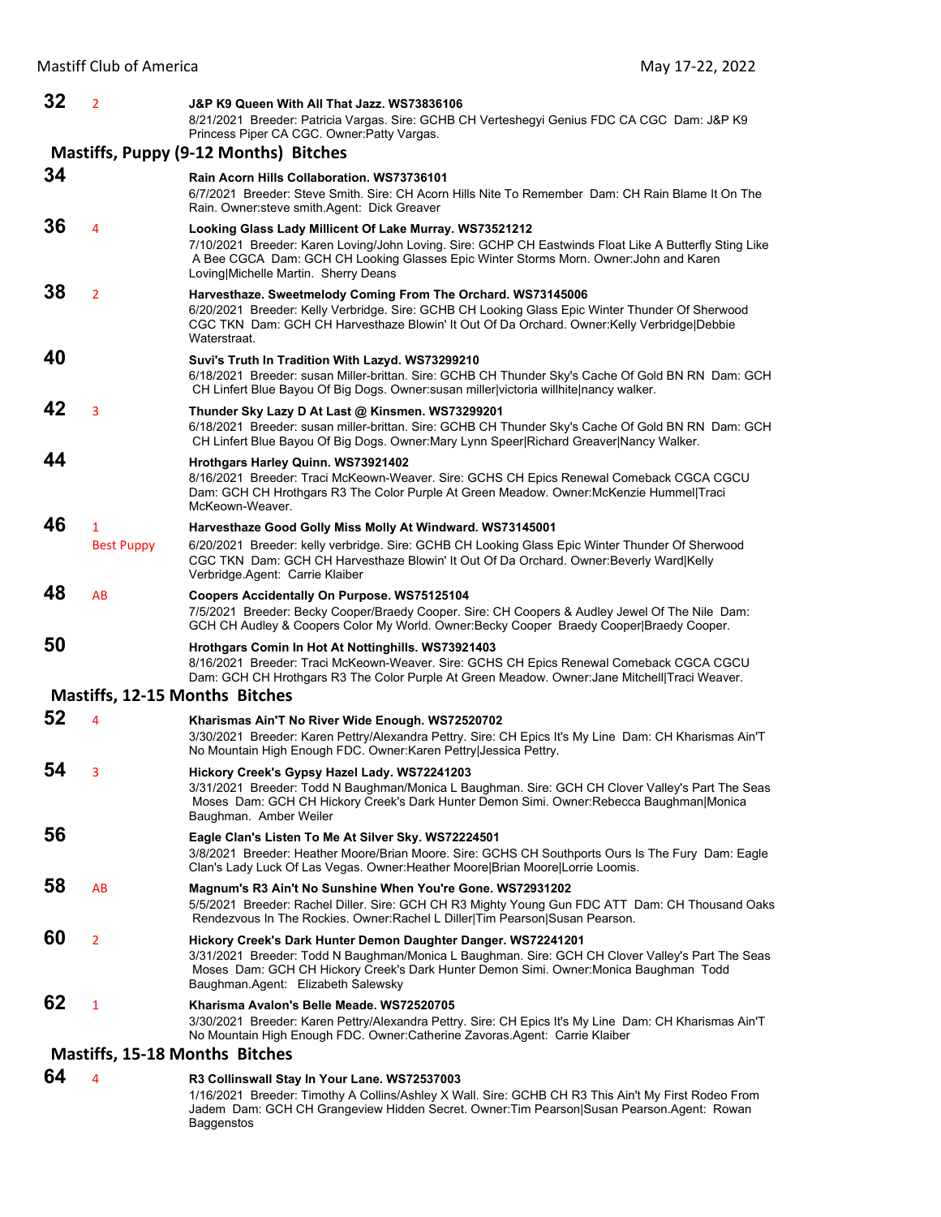**32** 2 **J&P K9 Queen With All That Jazz. WS73836106**
8/21/2021 Breeder: Patricia Vargas. Sire: GCHB CH Verteshegyi Genius FDC CA CGC Dam: J&P K9 Princess Piper CA CGC. Owner:Patty Vargas.

## Mastiffs, Puppy (9-12 Months) Bitches

**34** **Rain Acorn Hills Collaboration. WS73736101**
6/7/2021 Breeder: Steve Smith. Sire: CH Acorn Hills Nite To Remember Dam: CH Rain Blame It On The Rain. Owner:steve smith.Agent: Dick Greaver

**36** 4 **Looking Glass Lady Millicent Of Lake Murray. WS73521212**
7/10/2021 Breeder: Karen Loving/John Loving. Sire: GCHP CH Eastwinds Float Like A Butterfly Sting Like A Bee CGCA Dam: GCH CH Looking Glasses Epic Winter Storms Morn. Owner:John and Karen Loving|Michelle Martin. Sherry Deans

**38** 2 **Harvesthaze. Sweetmelody Coming From The Orchard. WS73145006**
6/20/2021 Breeder: Kelly Verbridge. Sire: GCHB CH Looking Glass Epic Winter Thunder Of Sherwood CGC TKN Dam: GCH CH Harvesthaze Blowin' It Out Of Da Orchard. Owner:Kelly Verbridge|Debbie Waterstraat.

**40** **Suvi's Truth In Tradition With Lazyd. WS73299210**
6/18/2021 Breeder: susan Miller-brittan. Sire: GCHB CH Thunder Sky's Cache Of Gold BN RN Dam: GCH CH Linfert Blue Bayou Of Big Dogs. Owner:susan miller|victoria willhite|nancy walker.

**42** 3 **Thunder Sky Lazy D At Last @ Kinsmen. WS73299201**
6/18/2021 Breeder: susan miller-brittan. Sire: GCHB CH Thunder Sky's Cache Of Gold BN RN Dam: GCH CH Linfert Blue Bayou Of Big Dogs. Owner:Mary Lynn Speer|Richard Greaver|Nancy Walker.

**44** **Hrothgars Harley Quinn. WS73921402**
8/16/2021 Breeder: Traci McKeown-Weaver. Sire: GCHS CH Epics Renewal Comeback CGCA CGCU Dam: GCH CH Hrothgars R3 The Color Purple At Green Meadow. Owner:McKenzie Hummel|Traci McKeown-Weaver.

**46** 1 Best Puppy **Harvesthaze Good Golly Miss Molly At Windward. WS73145001**
6/20/2021 Breeder: kelly verbridge. Sire: GCHB CH Looking Glass Epic Winter Thunder Of Sherwood CGC TKN Dam: GCH CH Harvesthaze Blowin' It Out Of Da Orchard. Owner:Beverly Ward|Kelly Verbridge.Agent: Carrie Klaiber

**48** AB **Coopers Accidentally On Purpose. WS75125104**
7/5/2021 Breeder: Becky Cooper/Braedy Cooper. Sire: CH Coopers & Audley Jewel Of The Nile Dam: GCH CH Audley & Coopers Color My World. Owner:Becky Cooper Braedy Cooper|Braedy Cooper.

**50** **Hrothgars Comin In Hot At Nottinghills. WS73921403**
8/16/2021 Breeder: Traci McKeown-Weaver. Sire: GCHS CH Epics Renewal Comeback CGCA CGCU Dam: GCH CH Hrothgars R3 The Color Purple At Green Meadow. Owner:Jane Mitchell|Traci Weaver.

## Mastiffs, 12-15 Months Bitches

**52** 4 **Kharismas Ain'T No River Wide Enough. WS72520702**
3/30/2021 Breeder: Karen Pettry/Alexandra Pettry. Sire: CH Epics It's My Line Dam: CH Kharismas Ain'T No Mountain High Enough FDC. Owner:Karen Pettry|Jessica Pettry.

**54** 3 **Hickory Creek's Gypsy Hazel Lady. WS72241203**
3/31/2021 Breeder: Todd N Baughman/Monica L Baughman. Sire: GCH CH Clover Valley's Part The Seas Moses Dam: GCH CH Hickory Creek's Dark Hunter Demon Simi. Owner:Rebecca Baughman|Monica Baughman. Amber Weiler

**56** **Eagle Clan's Listen To Me At Silver Sky. WS72224501**
3/8/2021 Breeder: Heather Moore/Brian Moore. Sire: GCHS CH Southports Ours Is The Fury Dam: Eagle Clan's Lady Luck Of Las Vegas. Owner:Heather Moore|Brian Moore|Lorrie Loomis.

**58** AB **Magnum's R3 Ain't No Sunshine When You're Gone. WS72931202**
5/5/2021 Breeder: Rachel Diller. Sire: GCH CH R3 Mighty Young Gun FDC ATT Dam: CH Thousand Oaks Rendezvous In The Rockies. Owner:Rachel L Diller|Tim Pearson|Susan Pearson.

**60** 2 **Hickory Creek's Dark Hunter Demon Daughter Danger. WS72241201**
3/31/2021 Breeder: Todd N Baughman/Monica L Baughman. Sire: GCH CH Clover Valley's Part The Seas Moses Dam: GCH CH Hickory Creek's Dark Hunter Demon Simi. Owner:Monica Baughman Todd Baughman.Agent: Elizabeth Salewsky

**62** 1 **Kharisma Avalon's Belle Meade. WS72520705**
3/30/2021 Breeder: Karen Pettry/Alexandra Pettry. Sire: CH Epics It's My Line Dam: CH Kharismas Ain'T No Mountain High Enough FDC. Owner:Catherine Zavoras.Agent: Carrie Klaiber

## Mastiffs, 15-18 Months Bitches

**64** 4 **R3 Collinswall Stay In Your Lane. WS72537003**
1/16/2021 Breeder: Timothy A Collins/Ashley X Wall. Sire: GCHB CH R3 This Ain't My First Rodeo From Jadem Dam: GCH CH Grangeview Hidden Secret. Owner:Tim Pearson|Susan Pearson.Agent: Rowan Baggenstos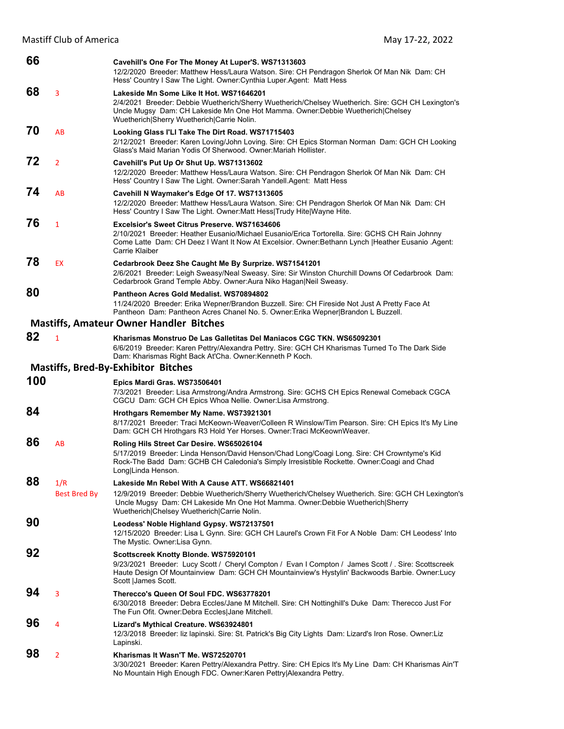**66** Cavehill's One For The Money At Luper'S. WS71313603
12/2/2020 Breeder: Matthew Hess/Laura Watson. Sire: CH Pendragon Sherlok Of Man Nik Dam: CH Hess' Country I Saw The Light. Owner:Cynthia Luper.Agent: Matt Hess

**68** 3 **Lakeside Mn Some Like It Hot. WS71646201**
2/4/2021 Breeder: Debbie Wuetherich/Sherry Wuetherich/Chelsey Wuetherich. Sire: GCH CH Lexington's Uncle Mugsy Dam: CH Lakeside Mn One Hot Mamma. Owner:Debbie Wuetherich|Chelsey Wuetherich|Sherry Wuetherich|Carrie Nolin.

**70** AB **Looking Glass I'Ll Take The Dirt Road. WS71715403**
2/12/2021 Breeder: Karen Loving/John Loving. Sire: CH Epics Storman Norman Dam: GCH CH Looking Glass's Maid Marian Yodis Of Sherwood. Owner:Mariah Hollister.

**72** 2 **Cavehill's Put Up Or Shut Up. WS71313602**
12/2/2020 Breeder: Matthew Hess/Laura Watson. Sire: CH Pendragon Sherlok Of Man Nik Dam: CH Hess' Country I Saw The Light. Owner:Sarah Yandell.Agent: Matt Hess

**74** AB **Cavehill N Waymaker's Edge Of 17. WS71313605**
12/2/2020 Breeder: Matthew Hess/Laura Watson. Sire: CH Pendragon Sherlok Of Man Nik Dam: CH Hess' Country I Saw The Light. Owner:Matt Hess|Trudy Hite|Wayne Hite.

**76** 1 **Excelsior's Sweet Citrus Preserve. WS71634606**
2/10/2021 Breeder: Heather Eusanio/Michael Eusanio/Erica Tortorella. Sire: GCHS CH Rain Johnny Come Latte Dam: CH Deez I Want It Now At Excelsior. Owner:Bethann Lynch |Heather Eusanio .Agent: Carrie Klaiber

**78** EX **Cedarbrook Deez She Caught Me By Surprize. WS71541201**
2/6/2021 Breeder: Leigh Sweasy/Neal Sweasy. Sire: Sir Winston Churchill Downs Of Cedarbrook Dam: Cedarbrook Grand Temple Abby. Owner:Aura Niko Hagan|Neil Sweasy.

**80** **Pantheon Acres Gold Medalist. WS70894802**
11/24/2020 Breeder: Erika Wepner/Brandon Buzzell. Sire: CH Fireside Not Just A Pretty Face At Pantheon Dam: Pantheon Acres Chanel No. 5. Owner:Erika Wepner|Brandon L Buzzell.

## Mastiffs, Amateur Owner Handler Bitches

**82** 1 **Kharismas Monstruo De Las Galletitas Del Maniacos CGC TKN. WS65092301**
6/6/2019 Breeder: Karen Pettry/Alexandra Pettry. Sire: GCH CH Kharismas Turned To The Dark Side Dam: Kharismas Right Back At'Cha. Owner:Kenneth P Koch.

## Mastiffs, Bred-By-Exhibitor Bitches

**100** **Epics Mardi Gras. WS73506401**
7/3/2021 Breeder: Lisa Armstrong/Andra Armstrong. Sire: GCHS CH Epics Renewal Comeback CGCA CGCU Dam: GCH CH Epics Whoa Nellie. Owner:Lisa Armstrong.

**84** **Hrothgars Remember My Name. WS73921301**
8/17/2021 Breeder: Traci McKeown-Weaver/Colleen R Winslow/Tim Pearson. Sire: CH Epics It's My Line Dam: GCH CH Hrothgars R3 Hold Yer Horses. Owner:Traci McKeownWeaver.

**86** AB **Roling Hils Street Car Desire. WS65026104**
5/17/2019 Breeder: Linda Henson/David Henson/Chad Long/Coagi Long. Sire: CH Crowntyme's Kid Rock-The Badd Dam: GCHB CH Caledonia's Simply Irresistible Rockette. Owner:Coagi and Chad Long|Linda Henson.

**88** 1/R Best Bred By **Lakeside Mn Rebel With A Cause ATT. WS66821401**
12/9/2019 Breeder: Debbie Wuetherich/Sherry Wuetherich/Chelsey Wuetherich. Sire: GCH CH Lexington's Uncle Mugsy Dam: CH Lakeside Mn One Hot Mamma. Owner:Debbie Wuetherich|Sherry Wuetherich|Chelsey Wuetherich|Carrie Nolin.

**90** **Leodess' Noble Highland Gypsy. WS72137501**
12/15/2020 Breeder: Lisa L Gynn. Sire: GCH CH Laurel's Crown Fit For A Noble Dam: CH Leodess' Into The Mystic. Owner:Lisa Gynn.

**92** **Scottscreek Knotty Blonde. WS75920101**
9/23/2021 Breeder: Lucy Scott / Cheryl Compton / Evan I Compton / James Scott / . Sire: Scottscreek Haute Design Of Mountainview Dam: GCH CH Mountainview's Hystylin' Backwoods Barbie. Owner:Lucy Scott |James Scott.

**94** 3 **Therecco's Queen Of Soul FDC. WS63778201**
6/30/2018 Breeder: Debra Eccles/Jane M Mitchell. Sire: CH Nottinghill's Duke Dam: Therecco Just For The Fun Ofit. Owner:Debra Eccles|Jane Mitchell.

**96** 4 **Lizard's Mythical Creature. WS63924801**
12/3/2018 Breeder: liz lapinski. Sire: St. Patrick's Big City Lights Dam: Lizard's Iron Rose. Owner:Liz Lapinski.

**98** 2 **Kharismas It Wasn'T Me. WS72520701**
3/30/2021 Breeder: Karen Pettry/Alexandra Pettry. Sire: CH Epics It's My Line Dam: CH Kharismas Ain'T No Mountain High Enough FDC. Owner:Karen Pettry|Alexandra Pettry.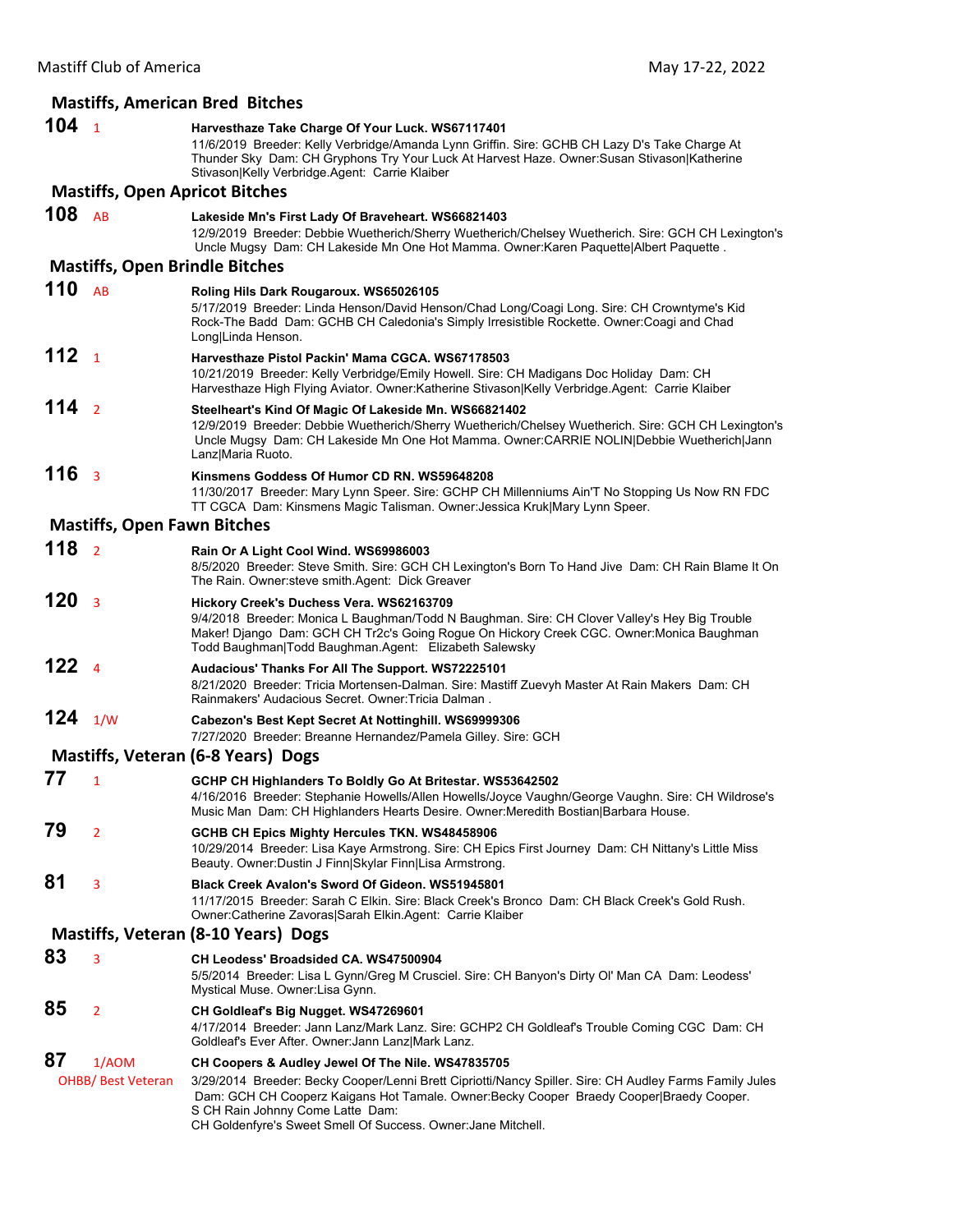## Mastiffs, American Bred Bitches

**104** 1 **Harvesthaze Take Charge Of Your Luck. WS67117401**
11/6/2019 Breeder: Kelly Verbridge/Amanda Lynn Griffin. Sire: GCHB CH Lazy D's Take Charge At Thunder Sky Dam: CH Gryphons Try Your Luck At Harvest Haze. Owner:Susan Stivason|Katherine Stivason|Kelly Verbridge.Agent: Carrie Klaiber

## Mastiffs, Open Apricot Bitches

**108** AB **Lakeside Mn's First Lady Of Braveheart. WS66821403**
12/9/2019 Breeder: Debbie Wuetherich/Sherry Wuetherich/Chelsey Wuetherich. Sire: GCH CH Lexington's Uncle Mugsy Dam: CH Lakeside Mn One Hot Mamma. Owner:Karen Paquette|Albert Paquette .

## Mastiffs, Open Brindle Bitches

**110** AB **Roling Hils Dark Rougaroux. WS65026105**
5/17/2019 Breeder: Linda Henson/David Henson/Chad Long/Coagi Long. Sire: CH Crowntyme's Kid Rock-The Badd Dam: GCHB CH Caledonia's Simply Irresistible Rockette. Owner:Coagi and Chad Long|Linda Henson.

**112** 1 **Harvesthaze Pistol Packin' Mama CGCA. WS67178503**
10/21/2019 Breeder: Kelly Verbridge/Emily Howell. Sire: CH Madigans Doc Holiday Dam: CH Harvesthaze High Flying Aviator. Owner:Katherine Stivason|Kelly Verbridge.Agent: Carrie Klaiber

**114** 2 **Steelheart's Kind Of Magic Of Lakeside Mn. WS66821402**
12/9/2019 Breeder: Debbie Wuetherich/Sherry Wuetherich/Chelsey Wuetherich. Sire: GCH CH Lexington's Uncle Mugsy Dam: CH Lakeside Mn One Hot Mamma. Owner:CARRIE NOLIN|Debbie Wuetherich|Jann Lanz|Maria Ruoto.

**116** 3 **Kinsmens Goddess Of Humor CD RN. WS59648208**
11/30/2017 Breeder: Mary Lynn Speer. Sire: GCHP CH Millenniums Ain'T No Stopping Us Now RN FDC TT CGCA Dam: Kinsmens Magic Talisman. Owner:Jessica Kruk|Mary Lynn Speer.

## Mastiffs, Open Fawn Bitches

**118** 2 **Rain Or A Light Cool Wind. WS69986003**
8/5/2020 Breeder: Steve Smith. Sire: GCH CH Lexington's Born To Hand Jive Dam: CH Rain Blame It On The Rain. Owner:steve smith.Agent: Dick Greaver

**120** 3 **Hickory Creek's Duchess Vera. WS62163709**
9/4/2018 Breeder: Monica L Baughman/Todd N Baughman. Sire: CH Clover Valley's Hey Big Trouble Maker! Django Dam: GCH CH Tr2c's Going Rogue On Hickory Creek CGC. Owner:Monica Baughman Todd Baughman|Todd Baughman.Agent: Elizabeth Salewsky

**122** 4 **Audacious' Thanks For All The Support. WS72225101**
8/21/2020 Breeder: Tricia Mortensen-Dalman. Sire: Mastiff Zuevyh Master At Rain Makers Dam: CH Rainmakers' Audacious Secret. Owner:Tricia Dalman .

**124** 1/W **Cabezon's Best Kept Secret At Nottinghill. WS69999306**
7/27/2020 Breeder: Breanne Hernandez/Pamela Gilley. Sire: GCH

## Mastiffs, Veteran (6-8 Years) Dogs

**77** 1 **GCHP CH Highlanders To Boldly Go At Britestar. WS53642502**
4/16/2016 Breeder: Stephanie Howells/Allen Howells/Joyce Vaughn/George Vaughn. Sire: CH Wildrose's Music Man Dam: CH Highlanders Hearts Desire. Owner:Meredith Bostian|Barbara House.

**79** 2 **GCHB CH Epics Mighty Hercules TKN. WS48458906**
10/29/2014 Breeder: Lisa Kaye Armstrong. Sire: CH Epics First Journey Dam: CH Nittany's Little Miss Beauty. Owner:Dustin J Finn|Skylar Finn|Lisa Armstrong.

**81** 3 **Black Creek Avalon's Sword Of Gideon. WS51945801**
11/17/2015 Breeder: Sarah C Elkin. Sire: Black Creek's Bronco Dam: CH Black Creek's Gold Rush. Owner:Catherine Zavoras|Sarah Elkin.Agent: Carrie Klaiber

## Mastiffs, Veteran (8-10 Years) Dogs

**83** 3 **CH Leodess' Broadsided CA. WS47500904**
5/5/2014 Breeder: Lisa L Gynn/Greg M Crusciel. Sire: CH Banyon's Dirty Ol' Man CA Dam: Leodess' Mystical Muse. Owner:Lisa Gynn.

**85** 2 **CH Goldleaf's Big Nugget. WS47269601**
4/17/2014 Breeder: Jann Lanz/Mark Lanz. Sire: GCHP2 CH Goldleaf's Trouble Coming CGC Dam: CH Goldleaf's Ever After. Owner:Jann Lanz|Mark Lanz.

**87** 1/AOM OHBB/ Best Veteran **CH Coopers & Audley Jewel Of The Nile. WS47835705**
3/29/2014 Breeder: Becky Cooper/Lenni Brett Cipriotti/Nancy Spiller. Sire: CH Audley Farms Family Jules Dam: GCH CH Cooperz Kaigans Hot Tamale. Owner:Becky Cooper Braedy Cooper|Braedy Cooper.
S CH Rain Johnny Come Latte Dam:
CH Goldenfyre's Sweet Smell Of Success. Owner:Jane Mitchell.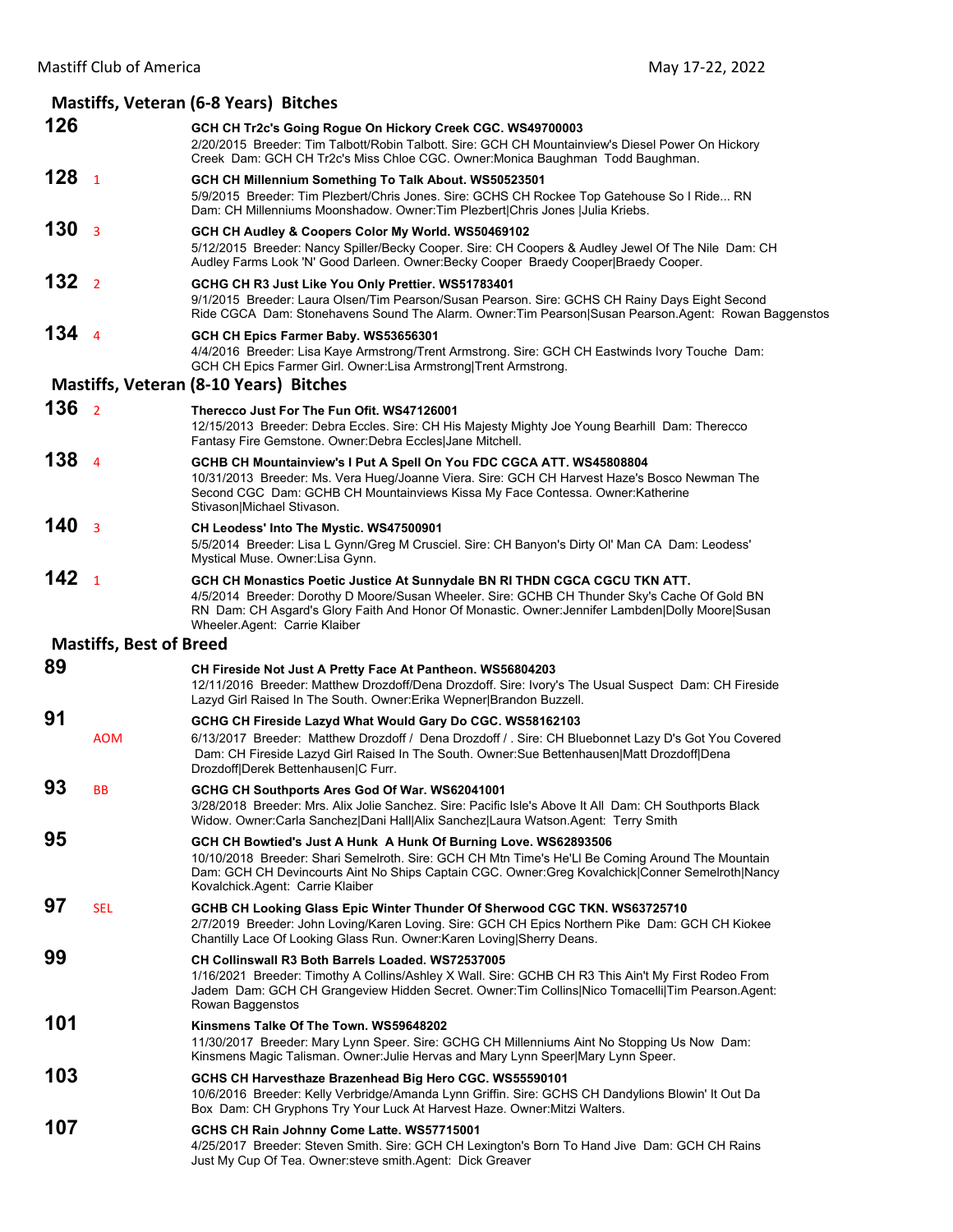## Mastiffs, Veteran (6-8 Years) Bitches

**126** GCH CH Tr2c's Going Rogue On Hickory Creek CGC. WS49700003
2/20/2015 Breeder: Tim Talbott/Robin Talbott. Sire: GCH CH Mountainview's Diesel Power On Hickory Creek Dam: GCH CH Tr2c's Miss Chloe CGC. Owner:Monica Baughman Todd Baughman.

**128** 1 GCH CH Millennium Something To Talk About. WS50523501
5/9/2015 Breeder: Tim Plezbert/Chris Jones. Sire: GCHS CH Rockee Top Gatehouse So I Ride... RN Dam: CH Millenniums Moonshadow. Owner:Tim Plezbert|Chris Jones |Julia Kriebs.

**130** 3 GCH CH Audley & Coopers Color My World. WS50469102
5/12/2015 Breeder: Nancy Spiller/Becky Cooper. Sire: CH Coopers & Audley Jewel Of The Nile Dam: CH Audley Farms Look 'N' Good Darleen. Owner:Becky Cooper Braedy Cooper|Braedy Cooper.

**132** 2 GCHG CH R3 Just Like You Only Prettier. WS51783401
9/1/2015 Breeder: Laura Olsen/Tim Pearson/Susan Pearson. Sire: GCHS CH Rainy Days Eight Second Ride CGCA Dam: Stonehavens Sound The Alarm. Owner:Tim Pearson|Susan Pearson.Agent: Rowan Baggenstos

**134** 4 GCH CH Epics Farmer Baby. WS53656301
4/4/2016 Breeder: Lisa Kaye Armstrong/Trent Armstrong. Sire: GCH CH Eastwinds Ivory Touche Dam: GCH CH Epics Farmer Girl. Owner:Lisa Armstrong|Trent Armstrong.

## Mastiffs, Veteran (8-10 Years) Bitches

**136** 2 Therecco Just For The Fun Ofit. WS47126001
12/15/2013 Breeder: Debra Eccles. Sire: CH His Majesty Mighty Joe Young Bearhill Dam: Therecco Fantasy Fire Gemstone. Owner:Debra Eccles|Jane Mitchell.

**138** 4 GCHB CH Mountainview's I Put A Spell On You FDC CGCA ATT. WS45808804
10/31/2013 Breeder: Ms. Vera Hueg/Joanne Viera. Sire: GCH CH Harvest Haze's Bosco Newman The Second CGC Dam: GCHB CH Mountainviews Kissa My Face Contessa. Owner:Katherine Stivason|Michael Stivason.

**140** 3 CH Leodess' Into The Mystic. WS47500901
5/5/2014 Breeder: Lisa L Gynn/Greg M Crusciel. Sire: CH Banyon's Dirty Ol' Man CA Dam: Leodess' Mystical Muse. Owner:Lisa Gynn.

**142** 1 GCH CH Monastics Poetic Justice At Sunnydale BN RI THDN CGCA CGCU TKN ATT.
4/5/2014 Breeder: Dorothy D Moore/Susan Wheeler. Sire: GCHB CH Thunder Sky's Cache Of Gold BN RN Dam: CH Asgard's Glory Faith And Honor Of Monastic. Owner:Jennifer Lambden|Dolly Moore|Susan Wheeler.Agent: Carrie Klaiber

## Mastiffs, Best of Breed

**89** CH Fireside Not Just A Pretty Face At Pantheon. WS56804203
12/11/2016 Breeder: Matthew Drozdoff/Dena Drozdoff. Sire: Ivory's The Usual Suspect Dam: CH Fireside Lazyd Girl Raised In The South. Owner:Erika Wepner|Brandon Buzzell.

**91** AOM GCHG CH Fireside Lazyd What Would Gary Do CGC. WS58162103
6/13/2017 Breeder: Matthew Drozdoff / Dena Drozdoff / . Sire: CH Bluebonnet Lazy D's Got You Covered Dam: CH Fireside Lazyd Girl Raised In The South. Owner:Sue Bettenhausen|Matt Drozdoff|Dena Drozdoff|Derek Bettenhausen|C Furr.

**93** BB GCHG CH Southports Ares God Of War. WS62041001
3/28/2018 Breeder: Mrs. Alix Jolie Sanchez. Sire: Pacific Isle's Above It All Dam: CH Southports Black Widow. Owner:Carla Sanchez|Dani Hall|Alix Sanchez|Laura Watson.Agent: Terry Smith

**95** GCH CH Bowtied's Just A Hunk A Hunk Of Burning Love. WS62893506
10/10/2018 Breeder: Shari Semelroth. Sire: GCH CH Mtn Time's He'Ll Be Coming Around The Mountain Dam: GCH CH Devincourts Aint No Ships Captain CGC. Owner:Greg Kovalchick|Conner Semelroth|Nancy Kovalchick.Agent: Carrie Klaiber

**97** SEL GCHB CH Looking Glass Epic Winter Thunder Of Sherwood CGC TKN. WS63725710
2/7/2019 Breeder: John Loving/Karen Loving. Sire: GCH CH Epics Northern Pike Dam: GCH CH Kiokee Chantilly Lace Of Looking Glass Run. Owner:Karen Loving|Sherry Deans.

**99** CH Collinswall R3 Both Barrels Loaded. WS72537005
1/16/2021 Breeder: Timothy A Collins/Ashley X Wall. Sire: GCHB CH R3 This Ain't My First Rodeo From Jadem Dam: GCH CH Grangeview Hidden Secret. Owner:Tim Collins|Nico Tomacelli|Tim Pearson.Agent: Rowan Baggenstos

**101** Kinsmens Talke Of The Town. WS59648202
11/30/2017 Breeder: Mary Lynn Speer. Sire: GCHG CH Millenniums Aint No Stopping Us Now Dam: Kinsmens Magic Talisman. Owner:Julie Hervas and Mary Lynn Speer|Mary Lynn Speer.

**103** GCHS CH Harvesthaze Brazenhead Big Hero CGC. WS55590101
10/6/2016 Breeder: Kelly Verbridge/Amanda Lynn Griffin. Sire: GCHS CH Dandylions Blowin' It Out Da Box Dam: CH Gryphons Try Your Luck At Harvest Haze. Owner:Mitzi Walters.

**107** GCHS CH Rain Johnny Come Latte. WS57715001
4/25/2017 Breeder: Steven Smith. Sire: GCH CH Lexington's Born To Hand Jive Dam: GCH CH Rains Just My Cup Of Tea. Owner:steve smith.Agent: Dick Greaver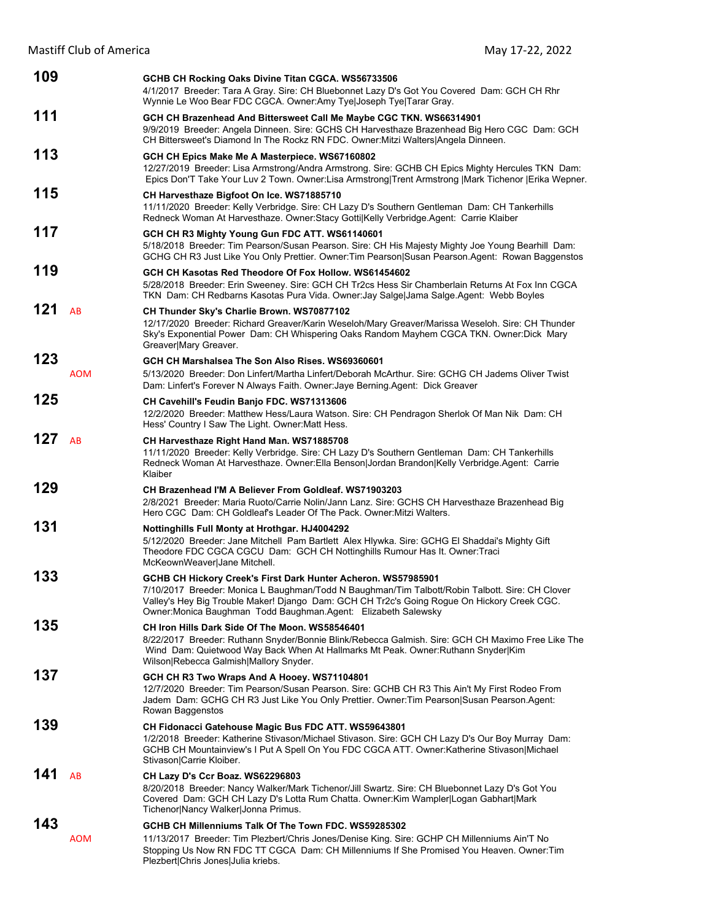**109** GCHB CH Rocking Oaks Divine Titan CGCA. WS56733506
4/1/2017 Breeder: Tara A Gray. Sire: CH Bluebonnet Lazy D's Got You Covered Dam: GCH CH Rhr Wynnie Le Woo Bear FDC CGCA. Owner:Amy Tye|Joseph Tye|Tarar Gray.

**111** GCH CH Brazenhead And Bittersweet Call Me Maybe CGC TKN. WS66314901
9/9/2019 Breeder: Angela Dinneen. Sire: GCHS CH Harvesthaze Brazenhead Big Hero CGC Dam: GCH CH Bittersweet's Diamond In The Rockz RN FDC. Owner:Mitzi Walters|Angela Dinneen.

**113** GCH CH Epics Make Me A Masterpiece. WS67160802
12/27/2019 Breeder: Lisa Armstrong/Andra Armstrong. Sire: GCHB CH Epics Mighty Hercules TKN Dam: Epics Don'T Take Your Luv 2 Town. Owner:Lisa Armstrong|Trent Armstrong |Mark Tichenor |Erika Wepner.

**115** CH Harvesthaze Bigfoot On Ice. WS71885710
11/11/2020 Breeder: Kelly Verbridge. Sire: CH Lazy D's Southern Gentleman Dam: CH Tankerhills Redneck Woman At Harvesthaze. Owner:Stacy Gotti|Kelly Verbridge.Agent: Carrie Klaiber

**117** GCH CH R3 Mighty Young Gun FDC ATT. WS61140601
5/18/2018 Breeder: Tim Pearson/Susan Pearson. Sire: CH His Majesty Mighty Joe Young Bearhill Dam: GCHG CH R3 Just Like You Only Prettier. Owner:Tim Pearson|Susan Pearson.Agent: Rowan Baggenstos

**119** GCH CH Kasotas Red Theodore Of Fox Hollow. WS61454602
5/28/2018 Breeder: Erin Sweeney. Sire: GCH CH Tr2cs Hess Sir Chamberlain Returns At Fox Inn CGCA TKN Dam: CH Redbarns Kasotas Pura Vida. Owner:Jay Salge|Jama Salge.Agent: Webb Boyles

**121** AB CH Thunder Sky's Charlie Brown. WS70877102
12/17/2020 Breeder: Richard Greaver/Karin Weseloh/Mary Greaver/Marissa Weseloh. Sire: CH Thunder Sky's Exponential Power Dam: CH Whispering Oaks Random Mayhem CGCA TKN. Owner:Dick Mary Greaver|Mary Greaver.

**123** AOM GCH CH Marshalsea The Son Also Rises. WS69360601
5/13/2020 Breeder: Don Linfert/Martha Linfert/Deborah McArthur. Sire: GCHG CH Jadems Oliver Twist Dam: Linfert's Forever N Always Faith. Owner:Jaye Berning.Agent: Dick Greaver

**125** CH Cavehill's Feudin Banjo FDC. WS71313606
12/2/2020 Breeder: Matthew Hess/Laura Watson. Sire: CH Pendragon Sherlok Of Man Nik Dam: CH Hess' Country I Saw The Light. Owner:Matt Hess.

**127** AB CH Harvesthaze Right Hand Man. WS71885708
11/11/2020 Breeder: Kelly Verbridge. Sire: CH Lazy D's Southern Gentleman Dam: CH Tankerhills Redneck Woman At Harvesthaze. Owner:Ella Benson|Jordan Brandon|Kelly Verbridge.Agent: Carrie Klaiber

**129** CH Brazenhead I'M A Believer From Goldleaf. WS71903203
2/8/2021 Breeder: Maria Ruoto/Carrie Nolin/Jann Lanz. Sire: GCHS CH Harvesthaze Brazenhead Big Hero CGC Dam: CH Goldleaf's Leader Of The Pack. Owner:Mitzi Walters.

**131** Nottinghills Full Monty at Hrothgar. HJ4004292
5/12/2020 Breeder: Jane Mitchell Pam Bartlett Alex Hlywka. Sire: GCHG El Shaddai's Mighty Gift Theodore FDC CGCA CGCU Dam: GCH CH Nottinghills Rumour Has It. Owner:Traci McKeownWeaver|Jane Mitchell.

**133** GCHB CH Hickory Creek's First Dark Hunter Acheron. WS57985901
7/10/2017 Breeder: Monica L Baughman/Todd N Baughman/Tim Talbott/Robin Talbott. Sire: CH Clover Valley's Hey Big Trouble Maker! Django Dam: GCH CH Tr2c's Going Rogue On Hickory Creek CGC. Owner:Monica Baughman Todd Baughman.Agent: Elizabeth Salewsky

**135** CH Iron Hills Dark Side Of The Moon. WS58546401
8/22/2017 Breeder: Ruthann Snyder/Bonnie Blink/Rebecca Galmish. Sire: GCH CH Maximo Free Like The Wind Dam: Quietwood Way Back When At Hallmarks Mt Peak. Owner:Ruthann Snyder|Kim Wilson|Rebecca Galmish|Mallory Snyder.

**137** GCH CH R3 Two Wraps And A Hooey. WS71104801
12/7/2020 Breeder: Tim Pearson/Susan Pearson. Sire: GCHB CH R3 This Ain't My First Rodeo From Jadem Dam: GCHG CH R3 Just Like You Only Prettier. Owner:Tim Pearson|Susan Pearson.Agent: Rowan Baggenstos

**139** CH Fidonacci Gatehouse Magic Bus FDC ATT. WS59643801
1/2/2018 Breeder: Katherine Stivason/Michael Stivason. Sire: GCH CH Lazy D's Our Boy Murray Dam: GCHB CH Mountainview's I Put A Spell On You FDC CGCA ATT. Owner:Katherine Stivason|Michael Stivason|Carrie Kloiber.

**141** AB CH Lazy D's Ccr Boaz. WS62296803
8/20/2018 Breeder: Nancy Walker/Mark Tichenor/Jill Swartz. Sire: CH Bluebonnet Lazy D's Got You Covered Dam: GCH CH Lazy D's Lotta Rum Chatta. Owner:Kim Wampler|Logan Gabhart|Mark Tichenor|Nancy Walker|Jonna Primus.

**143** AOM GCHB CH Millenniums Talk Of The Town FDC. WS59285302
11/13/2017 Breeder: Tim Plezbert/Chris Jones/Denise King. Sire: GCHP CH Millenniums Ain'T No Stopping Us Now RN FDC TT CGCA Dam: CH Millenniums If She Promised You Heaven. Owner:Tim Plezbert|Chris Jones|Julia kriebs.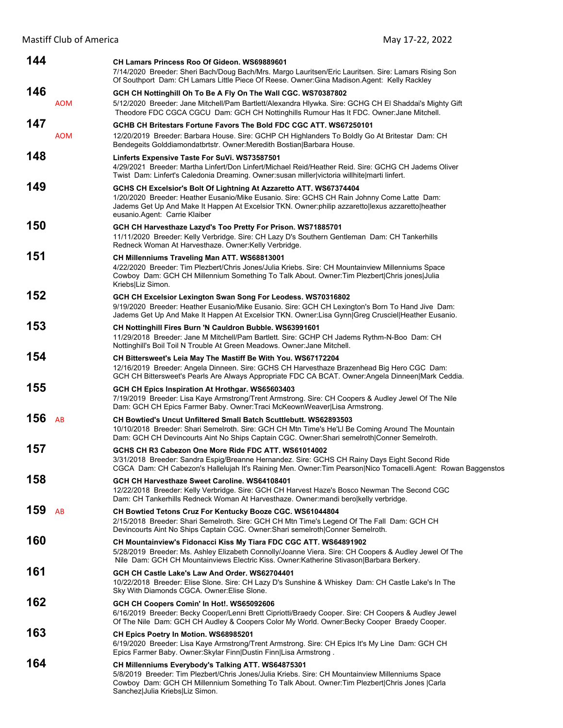**144** **CH Lamars Princess Roo Of Gideon. WS69889601**
7/14/2020 Breeder: Sheri Bach/Doug Bach/Mrs. Margo Lauritsen/Eric Lauritsen. Sire: Lamars Rising Son Of Southport Dam: CH Lamars Little Piece Of Reese. Owner:Gina Madison.Agent: Kelly Rackley

**146** AOM **GCH CH Nottinghill Oh To Be A Fly On The Wall CGC. WS70387802**
5/12/2020 Breeder: Jane Mitchell/Pam Bartlett/Alexandra Hlywka. Sire: GCHG CH El Shaddai's Mighty Gift Theodore FDC CGCA CGCU Dam: GCH CH Nottinghills Rumour Has It FDC. Owner:Jane Mitchell.

**147** AOM **GCHB CH Britestars Fortune Favors The Bold FDC CGC ATT. WS67250101**
12/20/2019 Breeder: Barbara House. Sire: GCHP CH Highlanders To Boldly Go At Britestar Dam: CH Bendegeits Golddiamondatbrtstr. Owner:Meredith Bostian|Barbara House.

**148** **Linferts Expensive Taste For SuVi. WS73587501**
4/29/2021 Breeder: Martha Linfert/Don Linfert/Michael Reid/Heather Reid. Sire: GCHG CH Jadems Oliver Twist Dam: Linfert's Caledonia Dreaming. Owner:susan miller|victoria willhite|marti linfert.

**149** **GCHS CH Excelsior's Bolt Of Lightning At Azzaretto ATT. WS67374404**
1/20/2020 Breeder: Heather Eusanio/Mike Eusanio. Sire: GCHS CH Rain Johnny Come Latte Dam: Jadems Get Up And Make It Happen At Excelsior TKN. Owner:philip azzaretto|lexus azzaretto|heather eusanio.Agent: Carrie Klaiber

**150** **GCH CH Harvesthaze Lazyd's Too Pretty For Prison. WS71885701**
11/11/2020 Breeder: Kelly Verbridge. Sire: CH Lazy D's Southern Gentleman Dam: CH Tankerhills Redneck Woman At Harvesthaze. Owner:Kelly Verbridge.

**151** **CH Millenniums Traveling Man ATT. WS68813001**
4/22/2020 Breeder: Tim Plezbert/Chris Jones/Julia Kriebs. Sire: CH Mountainview Millenniums Space Cowboy Dam: GCH CH Millennium Something To Talk About. Owner:Tim Plezbert|Chris jones|Julia Kriebs|Liz Simon.

**152** **GCH CH Excelsior Lexington Swan Song For Leodess. WS70316802**
9/19/2020 Breeder: Heather Eusanio/Mike Eusanio. Sire: GCH CH Lexington's Born To Hand Jive Dam: Jadems Get Up And Make It Happen At Excelsior TKN. Owner:Lisa Gynn|Greg Crusciel|Heather Eusanio.

**153** **CH Nottinghill Fires Burn 'N Cauldron Bubble. WS63991601**
11/29/2018 Breeder: Jane M Mitchell/Pam Bartlett. Sire: GCHP CH Jadems Rythm-N-Boo Dam: CH Nottinghill's Boil Toil N Trouble At Green Meadows. Owner:Jane Mitchell.

**154** **CH Bittersweet's Leia May The Mastiff Be With You. WS67172204**
12/16/2019 Breeder: Angela Dinneen. Sire: GCHS CH Harvesthaze Brazenhead Big Hero CGC Dam: GCH CH Bittersweet's Pearls Are Always Appropriate FDC CA BCAT. Owner:Angela Dinneen|Mark Ceddia.

**155** **GCH CH Epics Inspiration At Hrothgar. WS65603403**
7/19/2019 Breeder: Lisa Kaye Armstrong/Trent Armstrong. Sire: CH Coopers & Audley Jewel Of The Nile Dam: GCH CH Epics Farmer Baby. Owner:Traci McKeownWeaver|Lisa Armstrong.

**156** AB **CH Bowtied's Uncut Unfiltered Small Batch Scuttlebutt. WS62893503**
10/10/2018 Breeder: Shari Semelroth. Sire: GCH CH Mtn Time's He'Ll Be Coming Around The Mountain Dam: GCH CH Devincourts Aint No Ships Captain CGC. Owner:Shari semelroth|Conner Semelroth.

**157** **GCHS CH R3 Cabezon One More Ride FDC ATT. WS61014002**
3/31/2018 Breeder: Sandra Espig/Breanne Hernandez. Sire: GCHS CH Rainy Days Eight Second Ride CGCA Dam: CH Cabezon's Hallelujah It's Raining Men. Owner:Tim Pearson|Nico Tomacelli.Agent: Rowan Baggenstos

**158** **GCH CH Harvesthaze Sweet Caroline. WS64108401**
12/22/2018 Breeder: Kelly Verbridge. Sire: GCH CH Harvest Haze's Bosco Newman The Second CGC Dam: CH Tankerhills Redneck Woman At Harvesthaze. Owner:mandi bero|kelly verbridge.

**159** AB **CH Bowtied Tetons Cruz For Kentucky Booze CGC. WS61044804**
2/15/2018 Breeder: Shari Semelroth. Sire: GCH CH Mtn Time's Legend Of The Fall Dam: GCH CH Devincourts Aint No Ships Captain CGC. Owner:Shari semelroth|Conner Semelroth.

**160** **CH Mountainview's Fidonacci Kiss My Tiara FDC CGC ATT. WS64891902**
5/28/2019 Breeder: Ms. Ashley Elizabeth Connolly/Joanne Viera. Sire: CH Coopers & Audley Jewel Of The Nile Dam: GCH CH Mountainviews Electric Kiss. Owner:Katherine Stivason|Barbara Berkery.

**161** **GCH CH Castle Lake's Law And Order. WS62704401**
10/22/2018 Breeder: Elise Slone. Sire: CH Lazy D's Sunshine & Whiskey Dam: CH Castle Lake's In The Sky With Diamonds CGCA. Owner:Elise Slone.

**162** **GCH CH Coopers Comin' In Hot!. WS65092606**
6/16/2019 Breeder: Becky Cooper/Lenni Brett Cipriotti/Braedy Cooper. Sire: CH Coopers & Audley Jewel Of The Nile Dam: GCH CH Audley & Coopers Color My World. Owner:Becky Cooper Braedy Cooper.

**163** **CH Epics Poetry In Motion. WS68985201**
6/19/2020 Breeder: Lisa Kaye Armstrong/Trent Armstrong. Sire: CH Epics It's My Line Dam: GCH CH Epics Farmer Baby. Owner:Skylar Finn|Dustin Finn|Lisa Armstrong .

**164** **CH Millenniums Everybody's Talking ATT. WS64875301**
5/8/2019 Breeder: Tim Plezbert/Chris Jones/Julia Kriebs. Sire: CH Mountainview Millenniums Space Cowboy Dam: GCH CH Millennium Something To Talk About. Owner:Tim Plezbert|Chris Jones |Carla Sanchez|Julia Kriebs|Liz Simon.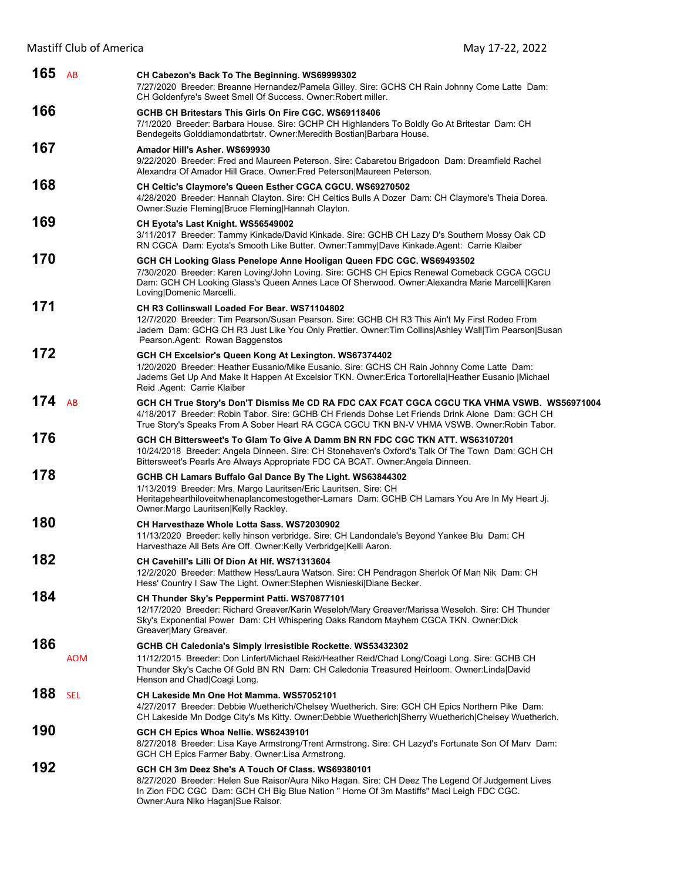**165** AB **CH Cabezon's Back To The Beginning. WS69999302**
7/27/2020 Breeder: Breanne Hernandez/Pamela Gilley. Sire: GCHS CH Rain Johnny Come Latte Dam: CH Goldenfyre's Sweet Smell Of Success. Owner:Robert miller.

**166** **GCHB CH Britestars This Girls On Fire CGC. WS69118406**
7/1/2020 Breeder: Barbara House. Sire: GCHP CH Highlanders To Boldly Go At Britestar Dam: CH Bendegeits Golddiamondatbrtstr. Owner:Meredith Bostian|Barbara House.

**167** **Amador Hill's Asher. WS699930**
9/22/2020 Breeder: Fred and Maureen Peterson. Sire: Cabaretou Brigadoon Dam: Dreamfield Rachel Alexandra Of Amador Hill Grace. Owner:Fred Peterson|Maureen Peterson.

**168** **CH Celtic's Claymore's Queen Esther CGCA CGCU. WS69270502**
4/28/2020 Breeder: Hannah Clayton. Sire: CH Celtics Bulls A Dozer Dam: CH Claymore's Theia Dorea. Owner:Suzie Fleming|Bruce Fleming|Hannah Clayton.

**169** **CH Eyota's Last Knight. WS56549002**
3/11/2017 Breeder: Tammy Kinkade/David Kinkade. Sire: GCHB CH Lazy D's Southern Mossy Oak CD RN CGCA Dam: Eyota's Smooth Like Butter. Owner:Tammy|Dave Kinkade.Agent: Carrie Klaiber

**170** **GCH CH Looking Glass Penelope Anne Hooligan Queen FDC CGC. WS69493502**
7/30/2020 Breeder: Karen Loving/John Loving. Sire: GCHS CH Epics Renewal Comeback CGCA CGCU Dam: GCH CH Looking Glass's Queen Annes Lace Of Sherwood. Owner:Alexandra Marie Marcelli|Karen Loving|Domenic Marcelli.

**171** **CH R3 Collinswall Loaded For Bear. WS71104802**
12/7/2020 Breeder: Tim Pearson/Susan Pearson. Sire: GCHB CH R3 This Ain't My First Rodeo From Jadem Dam: GCHG CH R3 Just Like You Only Prettier. Owner:Tim Collins|Ashley Wall|Tim Pearson|Susan Pearson.Agent: Rowan Baggenstos

**172** **GCH CH Excelsior's Queen Kong At Lexington. WS67374402**
1/20/2020 Breeder: Heather Eusanio/Mike Eusanio. Sire: GCHS CH Rain Johnny Come Latte Dam: Jadems Get Up And Make It Happen At Excelsior TKN. Owner:Erica Tortorella|Heather Eusanio |Michael Reid .Agent: Carrie Klaiber

**174** AB **GCH CH True Story's Don'T Dismiss Me CD RA FDC CAX FCAT CGCA CGCU TKA VHMA VSWB. WS56971004**
4/18/2017 Breeder: Robin Tabor. Sire: GCHB CH Friends Dohse Let Friends Drink Alone Dam: GCH CH True Story's Speaks From A Sober Heart RA CGCA CGCU TKN BN-V VHMA VSWB. Owner:Robin Tabor.

**176** **GCH CH Bittersweet's To Glam To Give A Damm BN RN FDC CGC TKN ATT. WS63107201**
10/24/2018 Breeder: Angela Dinneen. Sire: CH Stonehaven's Oxford's Talk Of The Town Dam: GCH CH Bittersweet's Pearls Are Always Appropriate FDC CA BCAT. Owner:Angela Dinneen.

**178** **GCHB CH Lamars Buffalo Gal Dance By The Light. WS63844302**
1/13/2019 Breeder: Mrs. Margo Lauritsen/Eric Lauritsen. Sire: CH Heritagehearthiloveitwhenaplancomestogether-Lamars Dam: GCHB CH Lamars You Are In My Heart Jj. Owner:Margo Lauritsen|Kelly Rackley.

**180** **CH Harvesthaze Whole Lotta Sass. WS72030902**
11/13/2020 Breeder: kelly hinson verbridge. Sire: CH Landondale's Beyond Yankee Blu Dam: CH Harvesthaze All Bets Are Off. Owner:Kelly Verbridge|Kelli Aaron.

**182** **CH Cavehill's Lilli Of Dion At Hlf. WS71313604**
12/2/2020 Breeder: Matthew Hess/Laura Watson. Sire: CH Pendragon Sherlok Of Man Nik Dam: CH Hess' Country I Saw The Light. Owner:Stephen Wisnieski|Diane Becker.

**184** **CH Thunder Sky's Peppermint Patti. WS70877101**
12/17/2020 Breeder: Richard Greaver/Karin Weseloh/Mary Greaver/Marissa Weseloh. Sire: CH Thunder Sky's Exponential Power Dam: CH Whispering Oaks Random Mayhem CGCA TKN. Owner:Dick Greaver|Mary Greaver.

**186** AOM **GCHB CH Caledonia's Simply Irresistible Rockette. WS53432302**
11/12/2015 Breeder: Don Linfert/Michael Reid/Heather Reid/Chad Long/Coagi Long. Sire: GCHB CH Thunder Sky's Cache Of Gold BN RN Dam: CH Caledonia Treasured Heirloom. Owner:Linda|David Henson and Chad|Coagi Long.

**188** SEL **CH Lakeside Mn One Hot Mamma. WS57052101**
4/27/2017 Breeder: Debbie Wuetherich/Chelsey Wuetherich. Sire: GCH CH Epics Northern Pike Dam: CH Lakeside Mn Dodge City's Ms Kitty. Owner:Debbie Wuetherich|Sherry Wuetherich|Chelsey Wuetherich.

**190** **GCH CH Epics Whoa Nellie. WS62439101**
8/27/2018 Breeder: Lisa Kaye Armstrong/Trent Armstrong. Sire: CH Lazyd's Fortunate Son Of Marv Dam: GCH CH Epics Farmer Baby. Owner:Lisa Armstrong.

**192** **GCH CH 3m Deez She's A Touch Of Class. WS69380101**
8/27/2020 Breeder: Helen Sue Raisor/Aura Niko Hagan. Sire: CH Deez The Legend Of Judgement Lives In Zion FDC CGC Dam: GCH CH Big Blue Nation " Home Of 3m Mastiffs" Maci Leigh FDC CGC. Owner:Aura Niko Hagan|Sue Raisor.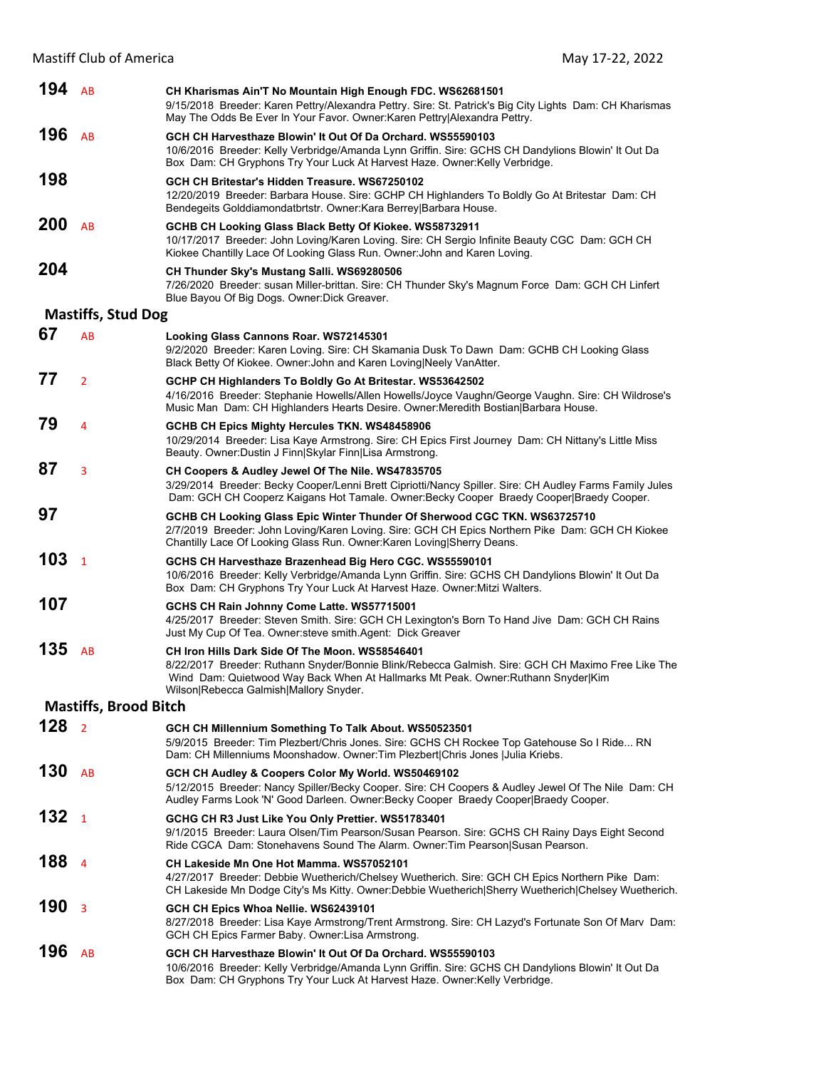**194** AB **CH Kharismas Ain'T No Mountain High Enough FDC. WS62681501**
9/15/2018 Breeder: Karen Pettry/Alexandra Pettry. Sire: St. Patrick's Big City Lights Dam: CH Kharismas May The Odds Be Ever In Your Favor. Owner:Karen Pettry|Alexandra Pettry.

**196** AB **GCH CH Harvesthaze Blowin' It Out Of Da Orchard. WS55590103**
10/6/2016 Breeder: Kelly Verbridge/Amanda Lynn Griffin. Sire: GCHS CH Dandylions Blowin' It Out Da Box Dam: CH Gryphons Try Your Luck At Harvest Haze. Owner:Kelly Verbridge.

**198** **GCH CH Britestar's Hidden Treasure. WS67250102**
12/20/2019 Breeder: Barbara House. Sire: GCHP CH Highlanders To Boldly Go At Britestar Dam: CH Bendegeits Golddiamondatbrtstr. Owner:Kara Berrey|Barbara House.

**200** AB **GCHB CH Looking Glass Black Betty Of Kiokee. WS58732911**
10/17/2017 Breeder: John Loving/Karen Loving. Sire: CH Sergio Infinite Beauty CGC Dam: GCH CH Kiokee Chantilly Lace Of Looking Glass Run. Owner:John and Karen Loving.

**204** **CH Thunder Sky's Mustang Salli. WS69280506**
7/26/2020 Breeder: susan Miller-brittan. Sire: CH Thunder Sky's Magnum Force Dam: GCH CH Linfert Blue Bayou Of Big Dogs. Owner:Dick Greaver.

## Mastiffs, Stud Dog

**67** AB **Looking Glass Cannons Roar. WS72145301**
9/2/2020 Breeder: Karen Loving. Sire: CH Skamania Dusk To Dawn Dam: GCHB CH Looking Glass Black Betty Of Kiokee. Owner:John and Karen Loving|Neely VanAtter.

**77** 2 **GCHP CH Highlanders To Boldly Go At Britestar. WS53642502**
4/16/2016 Breeder: Stephanie Howells/Allen Howells/Joyce Vaughn/George Vaughn. Sire: CH Wildrose's Music Man Dam: CH Highlanders Hearts Desire. Owner:Meredith Bostian|Barbara House.

**79** 4 **GCHB CH Epics Mighty Hercules TKN. WS48458906**
10/29/2014 Breeder: Lisa Kaye Armstrong. Sire: CH Epics First Journey Dam: CH Nittany's Little Miss Beauty. Owner:Dustin J Finn|Skylar Finn|Lisa Armstrong.

**87** 3 **CH Coopers & Audley Jewel Of The Nile. WS47835705**
3/29/2014 Breeder: Becky Cooper/Lenni Brett Cipriotti/Nancy Spiller. Sire: CH Audley Farms Family Jules Dam: GCH CH Cooperz Kaigans Hot Tamale. Owner:Becky Cooper Braedy Cooper|Braedy Cooper.

**97** **GCHB CH Looking Glass Epic Winter Thunder Of Sherwood CGC TKN. WS63725710**
2/7/2019 Breeder: John Loving/Karen Loving. Sire: GCH CH Epics Northern Pike Dam: GCH CH Kiokee Chantilly Lace Of Looking Glass Run. Owner:Karen Loving|Sherry Deans.

**103** 1 **GCHS CH Harvesthaze Brazenhead Big Hero CGC. WS55590101**
10/6/2016 Breeder: Kelly Verbridge/Amanda Lynn Griffin. Sire: GCHS CH Dandylions Blowin' It Out Da Box Dam: CH Gryphons Try Your Luck At Harvest Haze. Owner:Mitzi Walters.

**107** **GCHS CH Rain Johnny Come Latte. WS57715001**
4/25/2017 Breeder: Steven Smith. Sire: GCH CH Lexington's Born To Hand Jive Dam: GCH CH Rains Just My Cup Of Tea. Owner:steve smith.Agent: Dick Greaver

**135** AB **CH Iron Hills Dark Side Of The Moon. WS58546401**
8/22/2017 Breeder: Ruthann Snyder/Bonnie Blink/Rebecca Galmish. Sire: GCH CH Maximo Free Like The Wind Dam: Quietwood Way Back When At Hallmarks Mt Peak. Owner:Ruthann Snyder|Kim Wilson|Rebecca Galmish|Mallory Snyder.

## Mastiffs, Brood Bitch

**128** 2 **GCH CH Millennium Something To Talk About. WS50523501**
5/9/2015 Breeder: Tim Plezbert/Chris Jones. Sire: GCHS CH Rockee Top Gatehouse So I Ride... RN Dam: CH Millenniums Moonshadow. Owner:Tim Plezbert|Chris Jones |Julia Kriebs.

**130** AB **GCH CH Audley & Coopers Color My World. WS50469102**
5/12/2015 Breeder: Nancy Spiller/Becky Cooper. Sire: CH Coopers & Audley Jewel Of The Nile Dam: CH Audley Farms Look 'N' Good Darleen. Owner:Becky Cooper Braedy Cooper|Braedy Cooper.

**132** 1 **GCHG CH R3 Just Like You Only Prettier. WS51783401**
9/1/2015 Breeder: Laura Olsen/Tim Pearson/Susan Pearson. Sire: GCHS CH Rainy Days Eight Second Ride CGCA Dam: Stonehavens Sound The Alarm. Owner:Tim Pearson|Susan Pearson.

**188** 4 **CH Lakeside Mn One Hot Mamma. WS57052101**
4/27/2017 Breeder: Debbie Wuetherich/Chelsey Wuetherich. Sire: GCH CH Epics Northern Pike Dam: CH Lakeside Mn Dodge City's Ms Kitty. Owner:Debbie Wuetherich|Sherry Wuetherich|Chelsey Wuetherich.

**190** 3 **GCH CH Epics Whoa Nellie. WS62439101**
8/27/2018 Breeder: Lisa Kaye Armstrong/Trent Armstrong. Sire: CH Lazyd's Fortunate Son Of Marv Dam: GCH CH Epics Farmer Baby. Owner:Lisa Armstrong.

**196** AB **GCH CH Harvesthaze Blowin' It Out Of Da Orchard. WS55590103**
10/6/2016 Breeder: Kelly Verbridge/Amanda Lynn Griffin. Sire: GCHS CH Dandylions Blowin' It Out Da Box Dam: CH Gryphons Try Your Luck At Harvest Haze. Owner:Kelly Verbridge.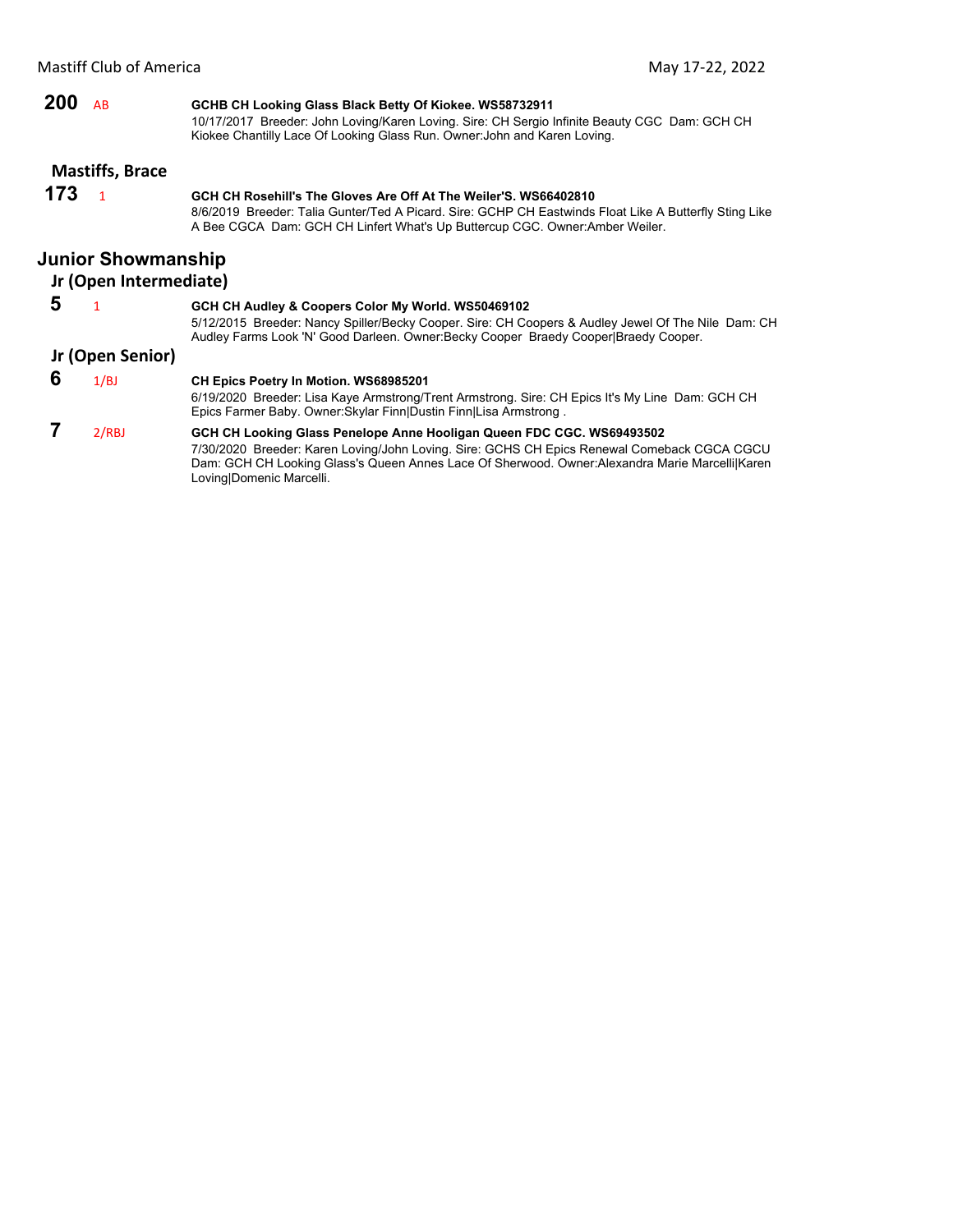**200** AB **GCHB CH Looking Glass Black Betty Of Kiokee. WS58732911**
10/17/2017 Breeder: John Loving/Karen Loving. Sire: CH Sergio Infinite Beauty CGC Dam: GCH CH Kiokee Chantilly Lace Of Looking Glass Run. Owner:John and Karen Loving.

### Mastiffs, Brace

**173** 1 **GCH CH Rosehill's The Gloves Are Off At The Weiler'S. WS66402810**
8/6/2019 Breeder: Talia Gunter/Ted A Picard. Sire: GCHP CH Eastwinds Float Like A Butterfly Sting Like A Bee CGCA Dam: GCH CH Linfert What's Up Buttercup CGC. Owner:Amber Weiler.

## Junior Showmanship

### Jr (Open Intermediate)

**5** 1 **GCH CH Audley & Coopers Color My World. WS50469102**
5/12/2015 Breeder: Nancy Spiller/Becky Cooper. Sire: CH Coopers & Audley Jewel Of The Nile Dam: CH Audley Farms Look 'N' Good Darleen. Owner:Becky Cooper Braedy Cooper|Braedy Cooper.

### Jr (Open Senior)

**6** 1/BJ **CH Epics Poetry In Motion. WS68985201**
6/19/2020 Breeder: Lisa Kaye Armstrong/Trent Armstrong. Sire: CH Epics It's My Line Dam: GCH CH Epics Farmer Baby. Owner:Skylar Finn|Dustin Finn|Lisa Armstrong .

**7** 2/RBJ **GCH CH Looking Glass Penelope Anne Hooligan Queen FDC CGC. WS69493502**
7/30/2020 Breeder: Karen Loving/John Loving. Sire: GCHS CH Epics Renewal Comeback CGCA CGCU Dam: GCH CH Looking Glass's Queen Annes Lace Of Sherwood. Owner:Alexandra Marie Marcelli|Karen Loving|Domenic Marcelli.